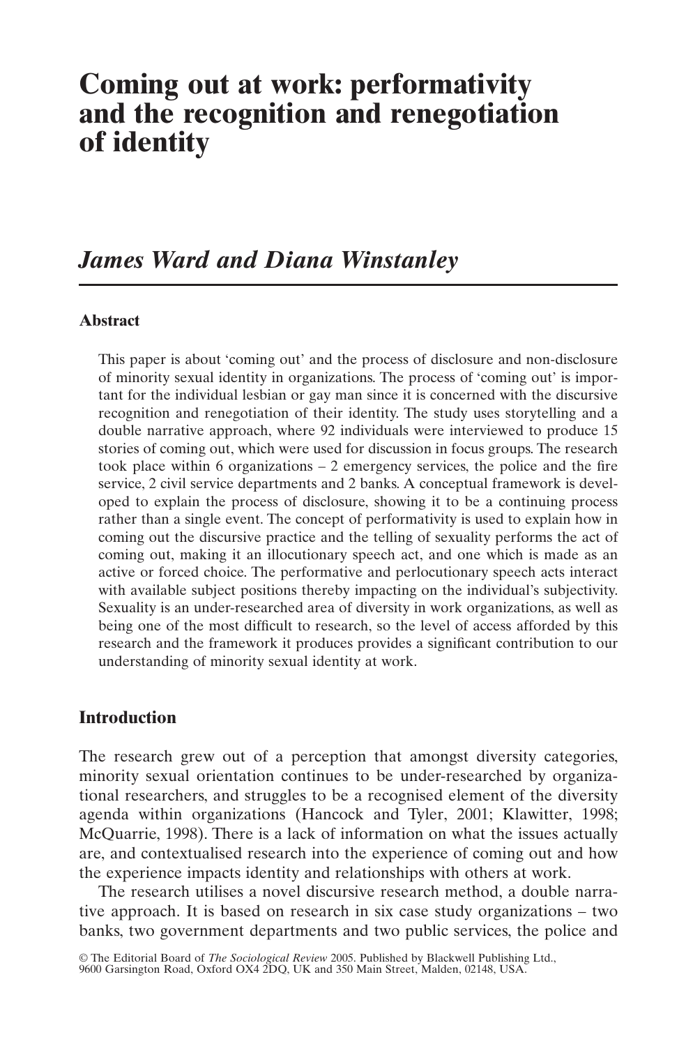# Coming out at work: performativity and the recognition and renegotiation of identity

## *James Ward and Diana Winstanley*

### Abstract

This paper is about 'coming out' and the process of disclosure and non-disclosure of minority sexual identity in organizations. The process of 'coming out' is important for the individual lesbian or gay man since it is concerned with the discursive recognition and renegotiation of their identity. The study uses storytelling and a double narrative approach, where 92 individuals were interviewed to produce 15 stories of coming out, which were used for discussion in focus groups. The research took place within 6 organizations – 2 emergency services, the police and the fire service, 2 civil service departments and 2 banks. A conceptual framework is developed to explain the process of disclosure, showing it to be a continuing process rather than a single event. The concept of performativity is used to explain how in coming out the discursive practice and the telling of sexuality performs the act of coming out, making it an illocutionary speech act, and one which is made as an active or forced choice. The performative and perlocutionary speech acts interact with available subject positions thereby impacting on the individual's subjectivity. Sexuality is an under-researched area of diversity in work organizations, as well as being one of the most difficult to research, so the level of access afforded by this research and the framework it produces provides a significant contribution to our understanding of minority sexual identity at work.

### Introduction

The research grew out of a perception that amongst diversity categories, minority sexual orientation continues to be under-researched by organizational researchers, and struggles to be a recognised element of the diversity agenda within organizations (Hancock and Tyler, 2001; Klawitter, 1998; McQuarrie, 1998). There is a lack of information on what the issues actually are, and contextualised research into the experience of coming out and how the experience impacts identity and relationships with others at work.

The research utilises a novel discursive research method, a double narrative approach. It is based on research in six case study organizations – two banks, two government departments and two public services, the police and

© The Editorial Board of *The Sociological Review* 2005. Published by Blackwell Publishing Ltd., 9600 Garsington Road, Oxford OX4 2DQ, UK and 350 Main Street, Malden, 02148, USA.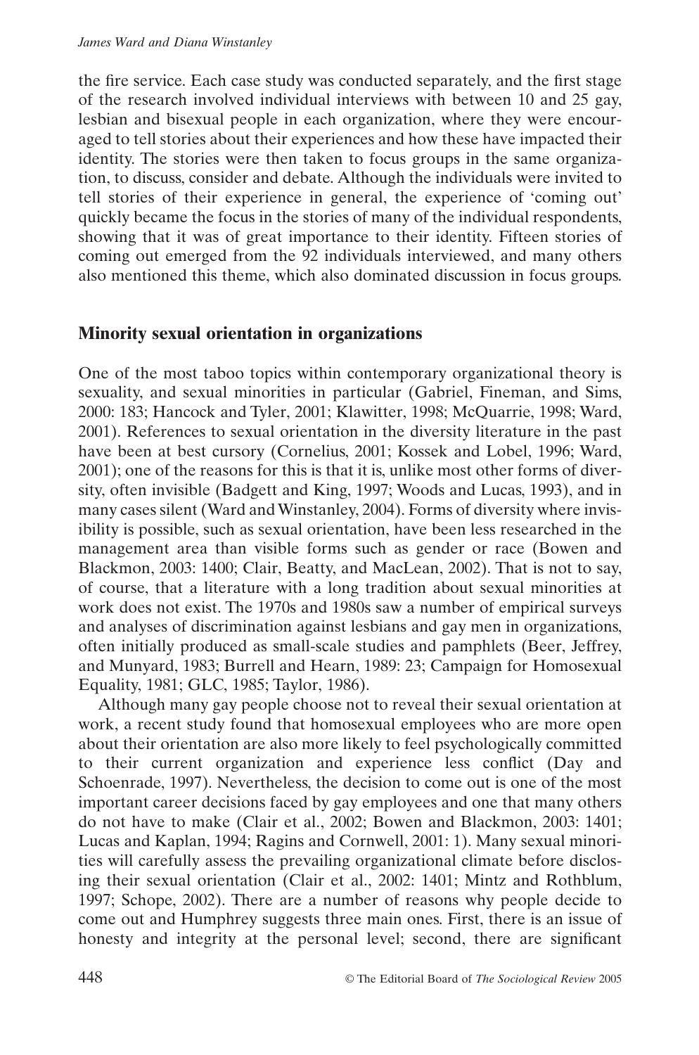the fire service. Each case study was conducted separately, and the first stage of the research involved individual interviews with between 10 and 25 gay, lesbian and bisexual people in each organization, where they were encouraged to tell stories about their experiences and how these have impacted their identity. The stories were then taken to focus groups in the same organization, to discuss, consider and debate. Although the individuals were invited to tell stories of their experience in general, the experience of 'coming out' quickly became the focus in the stories of many of the individual respondents, showing that it was of great importance to their identity. Fifteen stories of coming out emerged from the 92 individuals interviewed, and many others also mentioned this theme, which also dominated discussion in focus groups.

## Minority sexual orientation in organizations

One of the most taboo topics within contemporary organizational theory is sexuality, and sexual minorities in particular (Gabriel, Fineman, and Sims, 2000: 183; Hancock and Tyler, 2001; Klawitter, 1998; McQuarrie, 1998; Ward, 2001). References to sexual orientation in the diversity literature in the past have been at best cursory (Cornelius, 2001; Kossek and Lobel, 1996; Ward, 2001); one of the reasons for this is that it is, unlike most other forms of diversity, often invisible (Badgett and King, 1997; Woods and Lucas, 1993), and in many cases silent (Ward and Winstanley, 2004). Forms of diversity where invisibility is possible, such as sexual orientation, have been less researched in the management area than visible forms such as gender or race (Bowen and Blackmon, 2003: 1400; Clair, Beatty, and MacLean, 2002). That is not to say, of course, that a literature with a long tradition about sexual minorities at work does not exist. The 1970s and 1980s saw a number of empirical surveys and analyses of discrimination against lesbians and gay men in organizations, often initially produced as small-scale studies and pamphlets (Beer, Jeffrey, and Munyard, 1983; Burrell and Hearn, 1989: 23; Campaign for Homosexual Equality, 1981; GLC, 1985; Taylor, 1986).

Although many gay people choose not to reveal their sexual orientation at work, a recent study found that homosexual employees who are more open about their orientation are also more likely to feel psychologically committed to their current organization and experience less conflict (Day and Schoenrade, 1997). Nevertheless, the decision to come out is one of the most important career decisions faced by gay employees and one that many others do not have to make (Clair et al., 2002; Bowen and Blackmon, 2003: 1401; Lucas and Kaplan, 1994; Ragins and Cornwell, 2001: 1). Many sexual minorities will carefully assess the prevailing organizational climate before disclosing their sexual orientation (Clair et al., 2002: 1401; Mintz and Rothblum, 1997; Schope, 2002). There are a number of reasons why people decide to come out and Humphrey suggests three main ones. First, there is an issue of honesty and integrity at the personal level; second, there are significant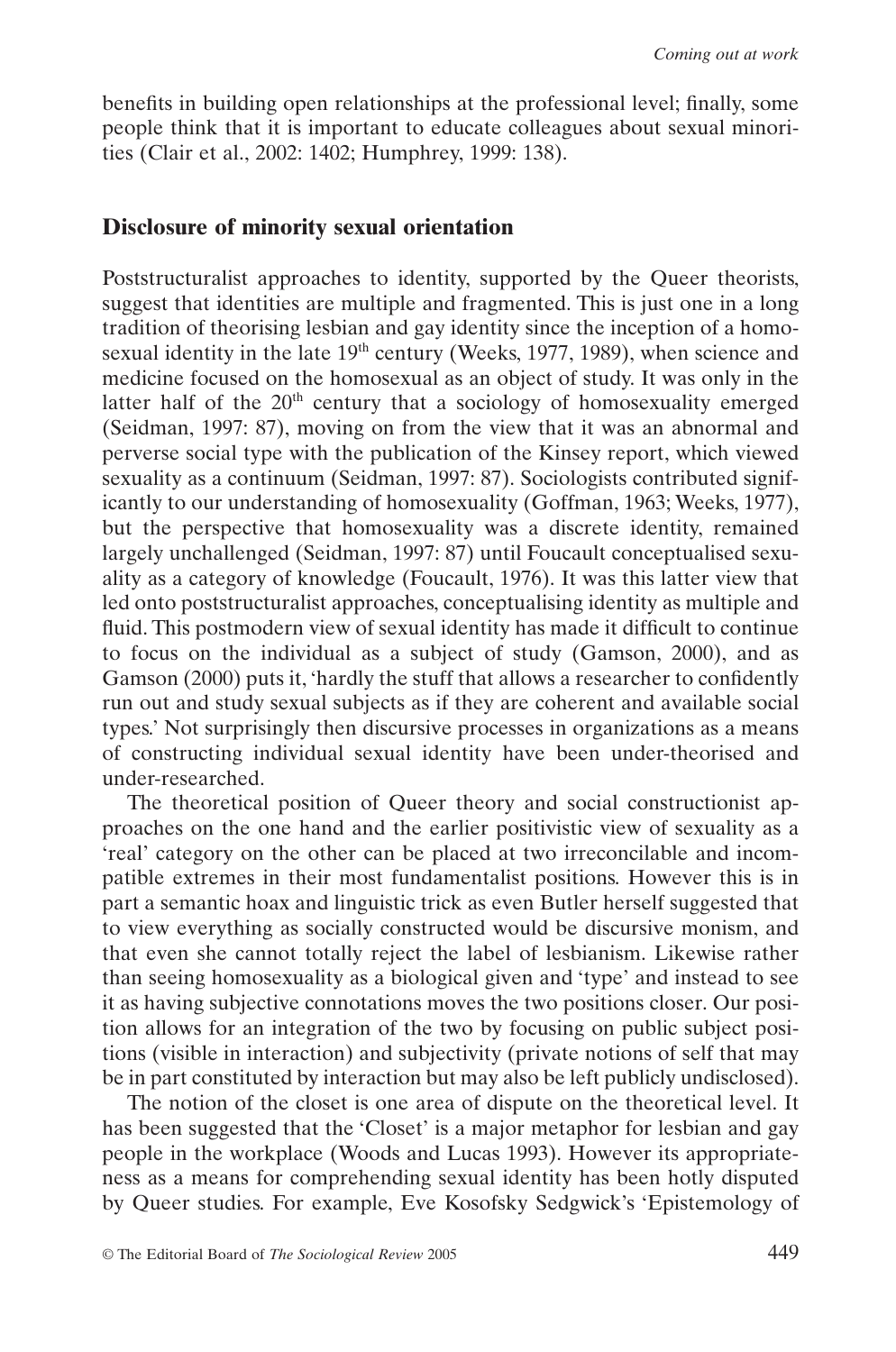benefits in building open relationships at the professional level; finally, some people think that it is important to educate colleagues about sexual minorities (Clair et al., 2002: 1402; Humphrey, 1999: 138).

## Disclosure of minority sexual orientation

Poststructuralist approaches to identity, supported by the Queer theorists, suggest that identities are multiple and fragmented. This is just one in a long tradition of theorising lesbian and gay identity since the inception of a homosexual identity in the late 19th century (Weeks, 1977, 1989), when science and medicine focused on the homosexual as an object of study. It was only in the latter half of the 20th century that a sociology of homosexuality emerged (Seidman, 1997: 87), moving on from the view that it was an abnormal and perverse social type with the publication of the Kinsey report, which viewed sexuality as a continuum (Seidman, 1997: 87). Sociologists contributed significantly to our understanding of homosexuality (Goffman, 1963; Weeks, 1977), but the perspective that homosexuality was a discrete identity, remained largely unchallenged (Seidman, 1997: 87) until Foucault conceptualised sexuality as a category of knowledge (Foucault, 1976). It was this latter view that led onto poststructuralist approaches, conceptualising identity as multiple and fluid. This postmodern view of sexual identity has made it difficult to continue to focus on the individual as a subject of study (Gamson, 2000), and as Gamson (2000) puts it, 'hardly the stuff that allows a researcher to confidently run out and study sexual subjects as if they are coherent and available social types.' Not surprisingly then discursive processes in organizations as a means of constructing individual sexual identity have been under-theorised and under-researched.

The theoretical position of Queer theory and social constructionist approaches on the one hand and the earlier positivistic view of sexuality as a 'real' category on the other can be placed at two irreconcilable and incompatible extremes in their most fundamentalist positions. However this is in part a semantic hoax and linguistic trick as even Butler herself suggested that to view everything as socially constructed would be discursive monism, and that even she cannot totally reject the label of lesbianism. Likewise rather than seeing homosexuality as a biological given and 'type' and instead to see it as having subjective connotations moves the two positions closer. Our position allows for an integration of the two by focusing on public subject positions (visible in interaction) and subjectivity (private notions of self that may be in part constituted by interaction but may also be left publicly undisclosed).

The notion of the closet is one area of dispute on the theoretical level. It has been suggested that the 'Closet' is a major metaphor for lesbian and gay people in the workplace (Woods and Lucas 1993). However its appropriateness as a means for comprehending sexual identity has been hotly disputed by Queer studies. For example, Eve Kosofsky Sedgwick's 'Epistemology of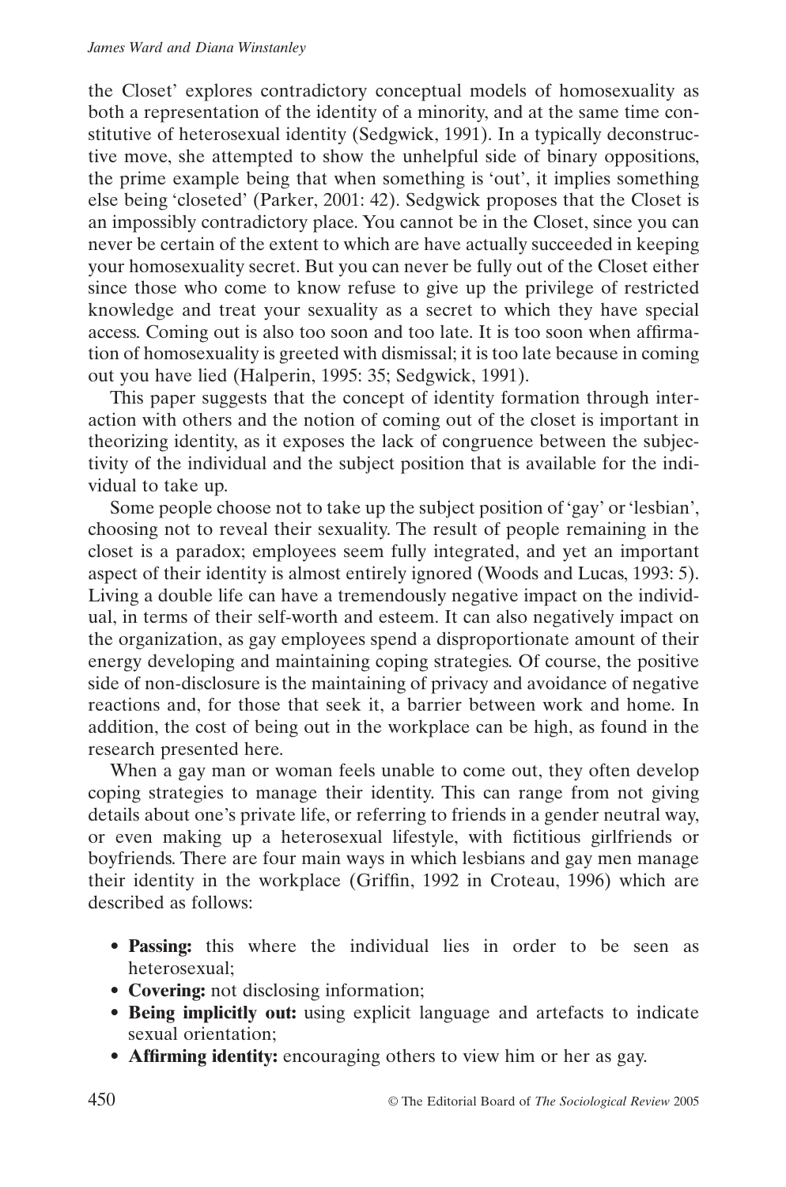the Closet' explores contradictory conceptual models of homosexuality as both a representation of the identity of a minority, and at the same time constitutive of heterosexual identity (Sedgwick, 1991). In a typically deconstructive move, she attempted to show the unhelpful side of binary oppositions, the prime example being that when something is 'out', it implies something else being 'closeted' (Parker, 2001: 42). Sedgwick proposes that the Closet is an impossibly contradictory place. You cannot be in the Closet, since you can never be certain of the extent to which are have actually succeeded in keeping your homosexuality secret. But you can never be fully out of the Closet either since those who come to know refuse to give up the privilege of restricted knowledge and treat your sexuality as a secret to which they have special access. Coming out is also too soon and too late. It is too soon when affirmation of homosexuality is greeted with dismissal; it is too late because in coming out you have lied (Halperin, 1995: 35; Sedgwick, 1991).

This paper suggests that the concept of identity formation through interaction with others and the notion of coming out of the closet is important in theorizing identity, as it exposes the lack of congruence between the subjectivity of the individual and the subject position that is available for the individual to take up.

Some people choose not to take up the subject position of 'gay' or 'lesbian', choosing not to reveal their sexuality. The result of people remaining in the closet is a paradox; employees seem fully integrated, and yet an important aspect of their identity is almost entirely ignored (Woods and Lucas, 1993: 5). Living a double life can have a tremendously negative impact on the individual, in terms of their self-worth and esteem. It can also negatively impact on the organization, as gay employees spend a disproportionate amount of their energy developing and maintaining coping strategies. Of course, the positive side of non-disclosure is the maintaining of privacy and avoidance of negative reactions and, for those that seek it, a barrier between work and home. In addition, the cost of being out in the workplace can be high, as found in the research presented here.

When a gay man or woman feels unable to come out, they often develop coping strategies to manage their identity. This can range from not giving details about one's private life, or referring to friends in a gender neutral way, or even making up a heterosexual lifestyle, with fictitious girlfriends or boyfriends. There are four main ways in which lesbians and gay men manage their identity in the workplace (Griffin, 1992 in Croteau, 1996) which are described as follows:

- **Passing:** this where the individual lies in order to be seen as heterosexual;
- **Covering:** not disclosing information;
- **Being implicitly out:** using explicit language and artefacts to indicate sexual orientation;
- **Affirming identity:** encouraging others to view him or her as gay.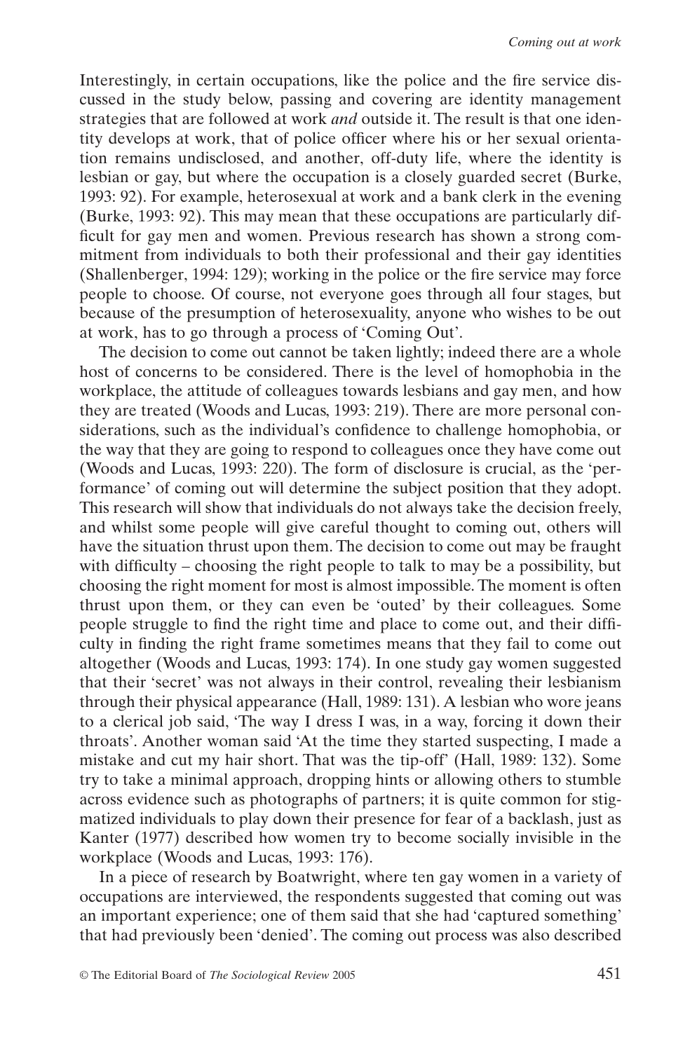Interestingly, in certain occupations, like the police and the fire service discussed in the study below, passing and covering are identity management strategies that are followed at work *and* outside it. The result is that one identity develops at work, that of police officer where his or her sexual orientation remains undisclosed, and another, off-duty life, where the identity is lesbian or gay, but where the occupation is a closely guarded secret (Burke, 1993: 92). For example, heterosexual at work and a bank clerk in the evening (Burke, 1993: 92). This may mean that these occupations are particularly difficult for gay men and women. Previous research has shown a strong commitment from individuals to both their professional and their gay identities (Shallenberger, 1994: 129); working in the police or the fire service may force people to choose. Of course, not everyone goes through all four stages, but because of the presumption of heterosexuality, anyone who wishes to be out at work, has to go through a process of 'Coming Out'.

The decision to come out cannot be taken lightly; indeed there are a whole host of concerns to be considered. There is the level of homophobia in the workplace, the attitude of colleagues towards lesbians and gay men, and how they are treated (Woods and Lucas, 1993: 219). There are more personal considerations, such as the individual's confidence to challenge homophobia, or the way that they are going to respond to colleagues once they have come out (Woods and Lucas, 1993: 220). The form of disclosure is crucial, as the 'performance' of coming out will determine the subject position that they adopt. This research will show that individuals do not always take the decision freely, and whilst some people will give careful thought to coming out, others will have the situation thrust upon them. The decision to come out may be fraught with difficulty – choosing the right people to talk to may be a possibility, but choosing the right moment for most is almost impossible. The moment is often thrust upon them, or they can even be 'outed' by their colleagues. Some people struggle to find the right time and place to come out, and their difficulty in finding the right frame sometimes means that they fail to come out altogether (Woods and Lucas, 1993: 174). In one study gay women suggested that their 'secret' was not always in their control, revealing their lesbianism through their physical appearance (Hall, 1989: 131). A lesbian who wore jeans to a clerical job said, 'The way I dress I was, in a way, forcing it down their throats'. Another woman said 'At the time they started suspecting, I made a mistake and cut my hair short. That was the tip-off' (Hall, 1989: 132). Some try to take a minimal approach, dropping hints or allowing others to stumble across evidence such as photographs of partners; it is quite common for stigmatized individuals to play down their presence for fear of a backlash, just as Kanter (1977) described how women try to become socially invisible in the workplace (Woods and Lucas, 1993: 176).

In a piece of research by Boatwright, where ten gay women in a variety of occupations are interviewed, the respondents suggested that coming out was an important experience; one of them said that she had 'captured something' that had previously been 'denied'. The coming out process was also described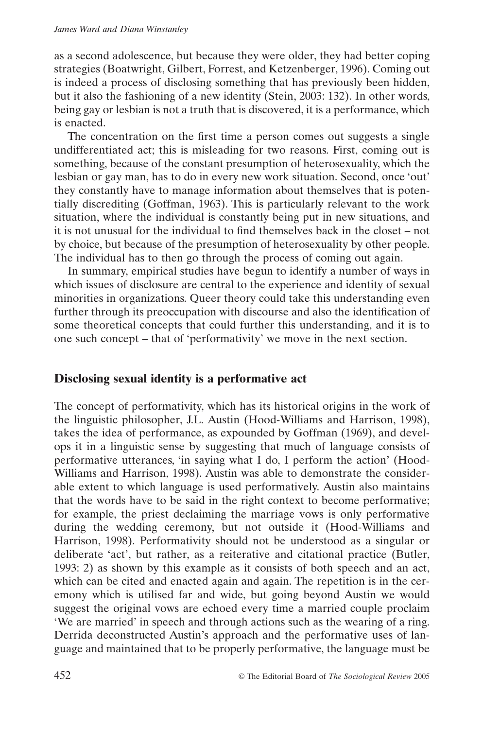as a second adolescence, but because they were older, they had better coping strategies (Boatwright, Gilbert, Forrest, and Ketzenberger, 1996). Coming out is indeed a process of disclosing something that has previously been hidden, but it also the fashioning of a new identity (Stein, 2003: 132). In other words, being gay or lesbian is not a truth that is discovered, it is a performance, which is enacted.

The concentration on the first time a person comes out suggests a single undifferentiated act; this is misleading for two reasons. First, coming out is something, because of the constant presumption of heterosexuality, which the lesbian or gay man, has to do in every new work situation. Second, once 'out' they constantly have to manage information about themselves that is potentially discrediting (Goffman, 1963). This is particularly relevant to the work situation, where the individual is constantly being put in new situations, and it is not unusual for the individual to find themselves back in the closet – not by choice, but because of the presumption of heterosexuality by other people. The individual has to then go through the process of coming out again.

In summary, empirical studies have begun to identify a number of ways in which issues of disclosure are central to the experience and identity of sexual minorities in organizations. Queer theory could take this understanding even further through its preoccupation with discourse and also the identification of some theoretical concepts that could further this understanding, and it is to one such concept – that of 'performativity' we move in the next section.

## Disclosing sexual identity is a performative act

The concept of performativity, which has its historical origins in the work of the linguistic philosopher, J.L. Austin (Hood-Williams and Harrison, 1998), takes the idea of performance, as expounded by Goffman (1969), and develops it in a linguistic sense by suggesting that much of language consists of performative utterances, 'in saying what I do, I perform the action' (Hood-Williams and Harrison, 1998). Austin was able to demonstrate the considerable extent to which language is used performatively. Austin also maintains that the words have to be said in the right context to become performative; for example, the priest declaiming the marriage vows is only performative during the wedding ceremony, but not outside it (Hood-Williams and Harrison, 1998). Performativity should not be understood as a singular or deliberate 'act', but rather, as a reiterative and citational practice (Butler, 1993: 2) as shown by this example as it consists of both speech and an act, which can be cited and enacted again and again. The repetition is in the ceremony which is utilised far and wide, but going beyond Austin we would suggest the original vows are echoed every time a married couple proclaim 'We are married' in speech and through actions such as the wearing of a ring. Derrida deconstructed Austin's approach and the performative uses of language and maintained that to be properly performative, the language must be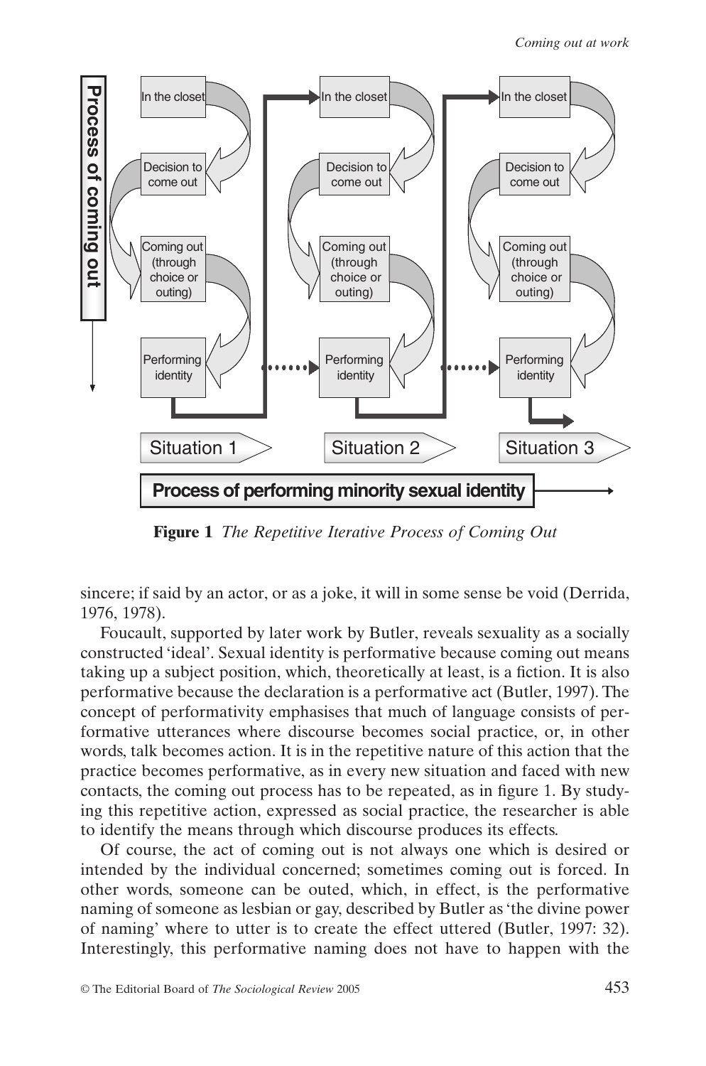**Figure 1** *The Repetitive Iterative Process of Coming Out*

sincere; if said by an actor, or as a joke, it will in some sense be void (Derrida, 1976, 1978).

Foucault, supported by later work by Butler, reveals sexuality as a socially constructed 'ideal'. Sexual identity is performative because coming out means taking up a subject position, which, theoretically at least, is a fiction. It is also performative because the declaration is a performative act (Butler, 1997). The concept of performativity emphasises that much of language consists of performative utterances where discourse becomes social practice, or, in other words, talk becomes action. It is in the repetitive nature of this action that the practice becomes performative, as in every new situation and faced with new contacts, the coming out process has to be repeated, as in figure 1. By studying this repetitive action, expressed as social practice, the researcher is able to identify the means through which discourse produces its effects.

Of course, the act of coming out is not always one which is desired or intended by the individual concerned; sometimes coming out is forced. In other words, someone can be outed, which, in effect, is the performative naming of someone as lesbian or gay, described by Butler as 'the divine power of naming' where to utter is to create the effect uttered (Butler, 1997: 32). Interestingly, this performative naming does not have to happen with the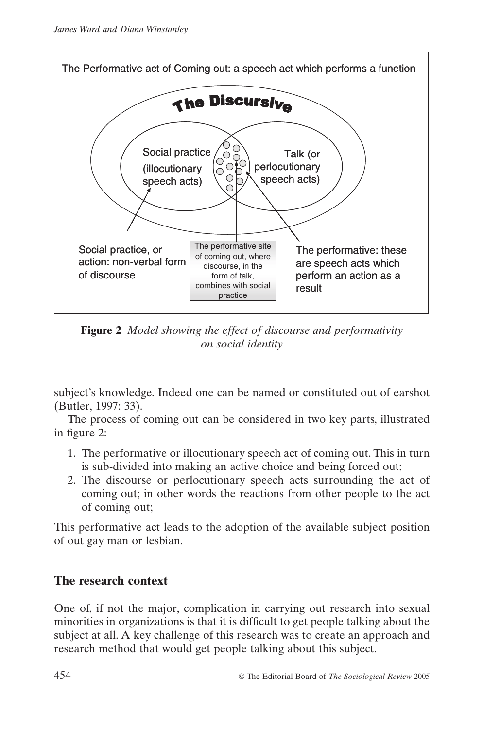The Performative act of Coming out: a speech act which performs a function

The Discursive

Social practice (illocutionary speech acts)

Talk (or perlocutionary speech acts)

Social practice, or action: non-verbal form of discourse

The performative site of coming out, where discourse, in the form of talk, combines with social practice

The performative: these are speech acts which perform an action as a result

**Figure 2** *Model showing the effect of discourse and performativity on social identity*

subject's knowledge. Indeed one can be named or constituted out of earshot (Butler, 1997: 33).

The process of coming out can be considered in two key parts, illustrated in figure 2:

1. The performative or illocutionary speech act of coming out. This in turn is sub-divided into making an active choice and being forced out;
2. The discourse or perlocutionary speech acts surrounding the act of coming out; in other words the reactions from other people to the act of coming out;

This performative act leads to the adoption of the available subject position of out gay man or lesbian.

## The research context

One of, if not the major, complication in carrying out research into sexual minorities in organizations is that it is difficult to get people talking about the subject at all. A key challenge of this research was to create an approach and research method that would get people talking about this subject.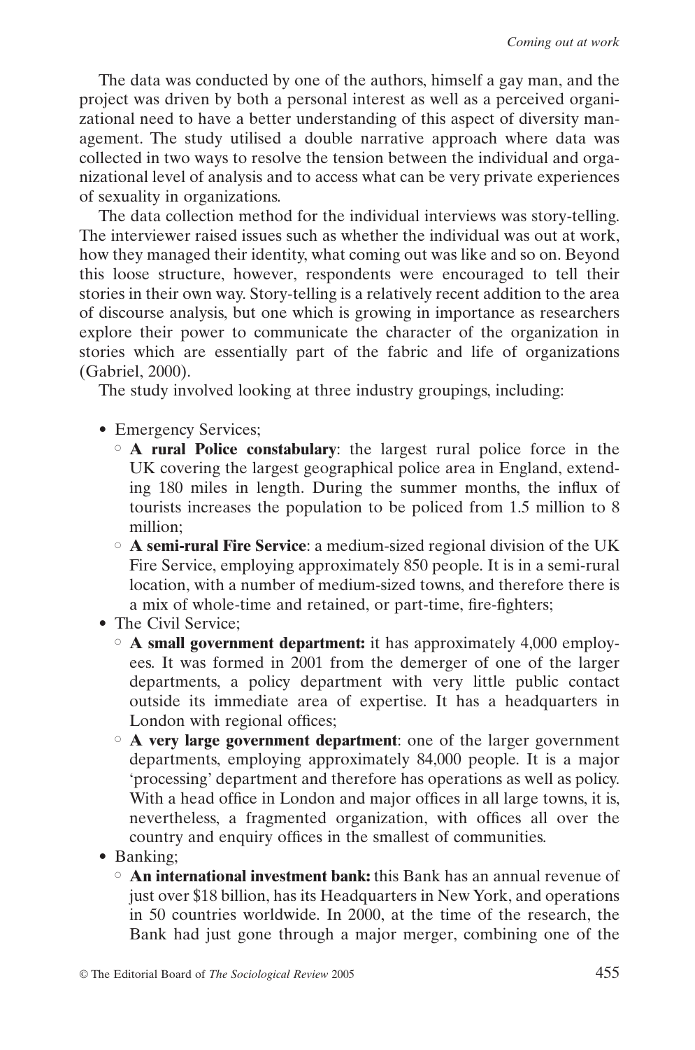The data was conducted by one of the authors, himself a gay man, and the project was driven by both a personal interest as well as a perceived organizational need to have a better understanding of this aspect of diversity management. The study utilised a double narrative approach where data was collected in two ways to resolve the tension between the individual and organizational level of analysis and to access what can be very private experiences of sexuality in organizations.

The data collection method for the individual interviews was story-telling. The interviewer raised issues such as whether the individual was out at work, how they managed their identity, what coming out was like and so on. Beyond this loose structure, however, respondents were encouraged to tell their stories in their own way. Story-telling is a relatively recent addition to the area of discourse analysis, but one which is growing in importance as researchers explore their power to communicate the character of the organization in stories which are essentially part of the fabric and life of organizations (Gabriel, 2000).

The study involved looking at three industry groupings, including:

- Emergency Services;
  - **A rural Police constabulary**: the largest rural police force in the UK covering the largest geographical police area in England, extending 180 miles in length. During the summer months, the influx of tourists increases the population to be policed from 1.5 million to 8 million;
  - **A semi-rural Fire Service**: a medium-sized regional division of the UK Fire Service, employing approximately 850 people. It is in a semi-rural location, with a number of medium-sized towns, and therefore there is a mix of whole-time and retained, or part-time, fire-fighters;
- The Civil Service;
  - **A small government department:** it has approximately 4,000 employees. It was formed in 2001 from the demerger of one of the larger departments, a policy department with very little public contact outside its immediate area of expertise. It has a headquarters in London with regional offices;
  - **A very large government department**: one of the larger government departments, employing approximately 84,000 people. It is a major 'processing' department and therefore has operations as well as policy. With a head office in London and major offices in all large towns, it is, nevertheless, a fragmented organization, with offices all over the country and enquiry offices in the smallest of communities.
- Banking;
  - **An international investment bank:** this Bank has an annual revenue of just over $18 billion, has its Headquarters in New York, and operations in 50 countries worldwide. In 2000, at the time of the research, the Bank had just gone through a major merger, combining one of the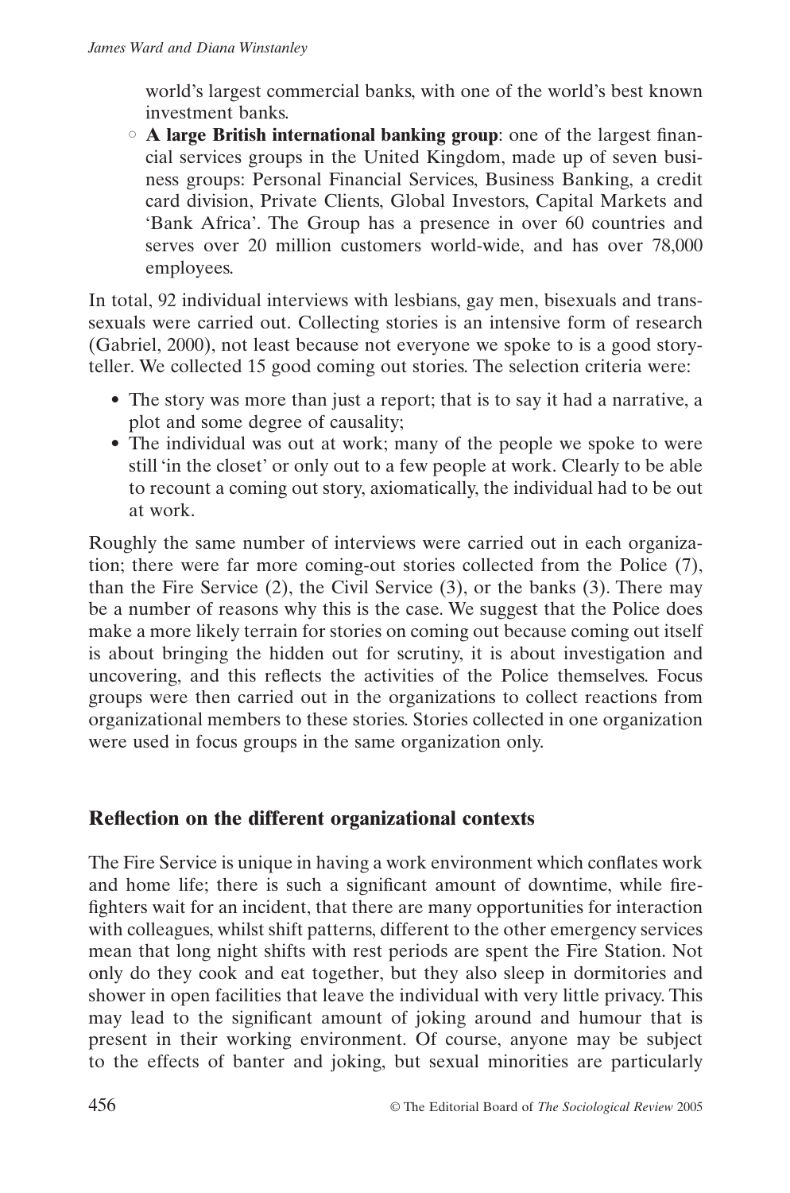world's largest commercial banks, with one of the world's best known investment banks.

- **A large British international banking group**: one of the largest financial services groups in the United Kingdom, made up of seven business groups: Personal Financial Services, Business Banking, a credit card division, Private Clients, Global Investors, Capital Markets and 'Bank Africa'. The Group has a presence in over 60 countries and serves over 20 million customers world-wide, and has over 78,000 employees.

In total, 92 individual interviews with lesbians, gay men, bisexuals and transsexuals were carried out. Collecting stories is an intensive form of research (Gabriel, 2000), not least because not everyone we spoke to is a good storyteller. We collected 15 good coming out stories. The selection criteria were:

- The story was more than just a report; that is to say it had a narrative, a plot and some degree of causality;
- The individual was out at work; many of the people we spoke to were still 'in the closet' or only out to a few people at work. Clearly to be able to recount a coming out story, axiomatically, the individual had to be out at work.

Roughly the same number of interviews were carried out in each organization; there were far more coming-out stories collected from the Police (7), than the Fire Service (2), the Civil Service (3), or the banks (3). There may be a number of reasons why this is the case. We suggest that the Police does make a more likely terrain for stories on coming out because coming out itself is about bringing the hidden out for scrutiny, it is about investigation and uncovering, and this reflects the activities of the Police themselves. Focus groups were then carried out in the organizations to collect reactions from organizational members to these stories. Stories collected in one organization were used in focus groups in the same organization only.

## Reflection on the different organizational contexts

The Fire Service is unique in having a work environment which conflates work and home life; there is such a significant amount of downtime, while firefighters wait for an incident, that there are many opportunities for interaction with colleagues, whilst shift patterns, different to the other emergency services mean that long night shifts with rest periods are spent the Fire Station. Not only do they cook and eat together, but they also sleep in dormitories and shower in open facilities that leave the individual with very little privacy. This may lead to the significant amount of joking around and humour that is present in their working environment. Of course, anyone may be subject to the effects of banter and joking, but sexual minorities are particularly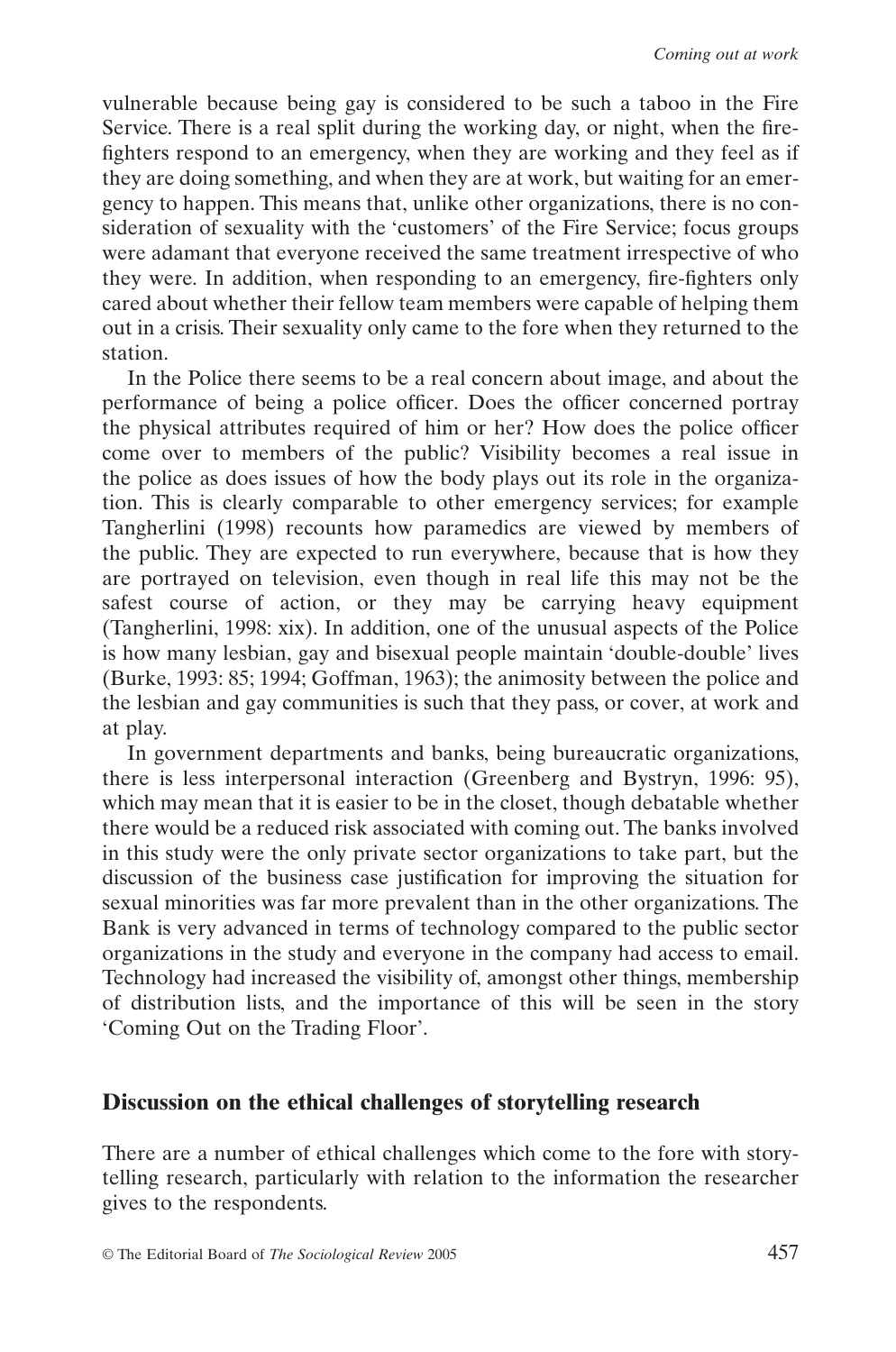vulnerable because being gay is considered to be such a taboo in the Fire Service. There is a real split during the working day, or night, when the fire-fighters respond to an emergency, when they are working and they feel as if they are doing something, and when they are at work, but waiting for an emergency to happen. This means that, unlike other organizations, there is no consideration of sexuality with the 'customers' of the Fire Service; focus groups were adamant that everyone received the same treatment irrespective of who they were. In addition, when responding to an emergency, fire-fighters only cared about whether their fellow team members were capable of helping them out in a crisis. Their sexuality only came to the fore when they returned to the station.

In the Police there seems to be a real concern about image, and about the performance of being a police officer. Does the officer concerned portray the physical attributes required of him or her? How does the police officer come over to members of the public? Visibility becomes a real issue in the police as does issues of how the body plays out its role in the organization. This is clearly comparable to other emergency services; for example Tangherlini (1998) recounts how paramedics are viewed by members of the public. They are expected to run everywhere, because that is how they are portrayed on television, even though in real life this may not be the safest course of action, or they may be carrying heavy equipment (Tangherlini, 1998: xix). In addition, one of the unusual aspects of the Police is how many lesbian, gay and bisexual people maintain 'double-double' lives (Burke, 1993: 85; 1994; Goffman, 1963); the animosity between the police and the lesbian and gay communities is such that they pass, or cover, at work and at play.

In government departments and banks, being bureaucratic organizations, there is less interpersonal interaction (Greenberg and Bystryn, 1996: 95), which may mean that it is easier to be in the closet, though debatable whether there would be a reduced risk associated with coming out. The banks involved in this study were the only private sector organizations to take part, but the discussion of the business case justification for improving the situation for sexual minorities was far more prevalent than in the other organizations. The Bank is very advanced in terms of technology compared to the public sector organizations in the study and everyone in the company had access to email. Technology had increased the visibility of, amongst other things, membership of distribution lists, and the importance of this will be seen in the story 'Coming Out on the Trading Floor'.

## Discussion on the ethical challenges of storytelling research

There are a number of ethical challenges which come to the fore with storytelling research, particularly with relation to the information the researcher gives to the respondents.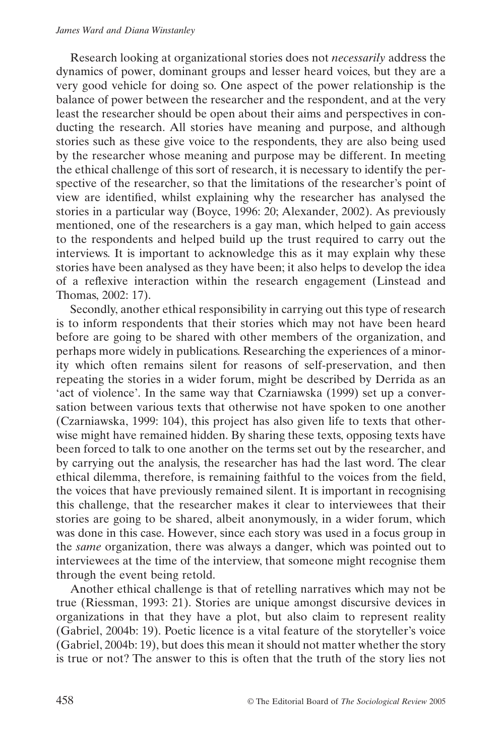Research looking at organizational stories does not *necessarily* address the dynamics of power, dominant groups and lesser heard voices, but they are a very good vehicle for doing so. One aspect of the power relationship is the balance of power between the researcher and the respondent, and at the very least the researcher should be open about their aims and perspectives in conducting the research. All stories have meaning and purpose, and although stories such as these give voice to the respondents, they are also being used by the researcher whose meaning and purpose may be different. In meeting the ethical challenge of this sort of research, it is necessary to identify the perspective of the researcher, so that the limitations of the researcher's point of view are identified, whilst explaining why the researcher has analysed the stories in a particular way (Boyce, 1996: 20; Alexander, 2002). As previously mentioned, one of the researchers is a gay man, which helped to gain access to the respondents and helped build up the trust required to carry out the interviews. It is important to acknowledge this as it may explain why these stories have been analysed as they have been; it also helps to develop the idea of a reflexive interaction within the research engagement (Linstead and Thomas, 2002: 17).

Secondly, another ethical responsibility in carrying out this type of research is to inform respondents that their stories which may not have been heard before are going to be shared with other members of the organization, and perhaps more widely in publications. Researching the experiences of a minority which often remains silent for reasons of self-preservation, and then repeating the stories in a wider forum, might be described by Derrida as an 'act of violence'. In the same way that Czarniawska (1999) set up a conversation between various texts that otherwise not have spoken to one another (Czarniawska, 1999: 104), this project has also given life to texts that otherwise might have remained hidden. By sharing these texts, opposing texts have been forced to talk to one another on the terms set out by the researcher, and by carrying out the analysis, the researcher has had the last word. The clear ethical dilemma, therefore, is remaining faithful to the voices from the field, the voices that have previously remained silent. It is important in recognising this challenge, that the researcher makes it clear to interviewees that their stories are going to be shared, albeit anonymously, in a wider forum, which was done in this case. However, since each story was used in a focus group in the *same* organization, there was always a danger, which was pointed out to interviewees at the time of the interview, that someone might recognise them through the event being retold.

Another ethical challenge is that of retelling narratives which may not be true (Riessman, 1993: 21). Stories are unique amongst discursive devices in organizations in that they have a plot, but also claim to represent reality (Gabriel, 2004b: 19). Poetic licence is a vital feature of the storyteller's voice (Gabriel, 2004b: 19), but does this mean it should not matter whether the story is true or not? The answer to this is often that the truth of the story lies not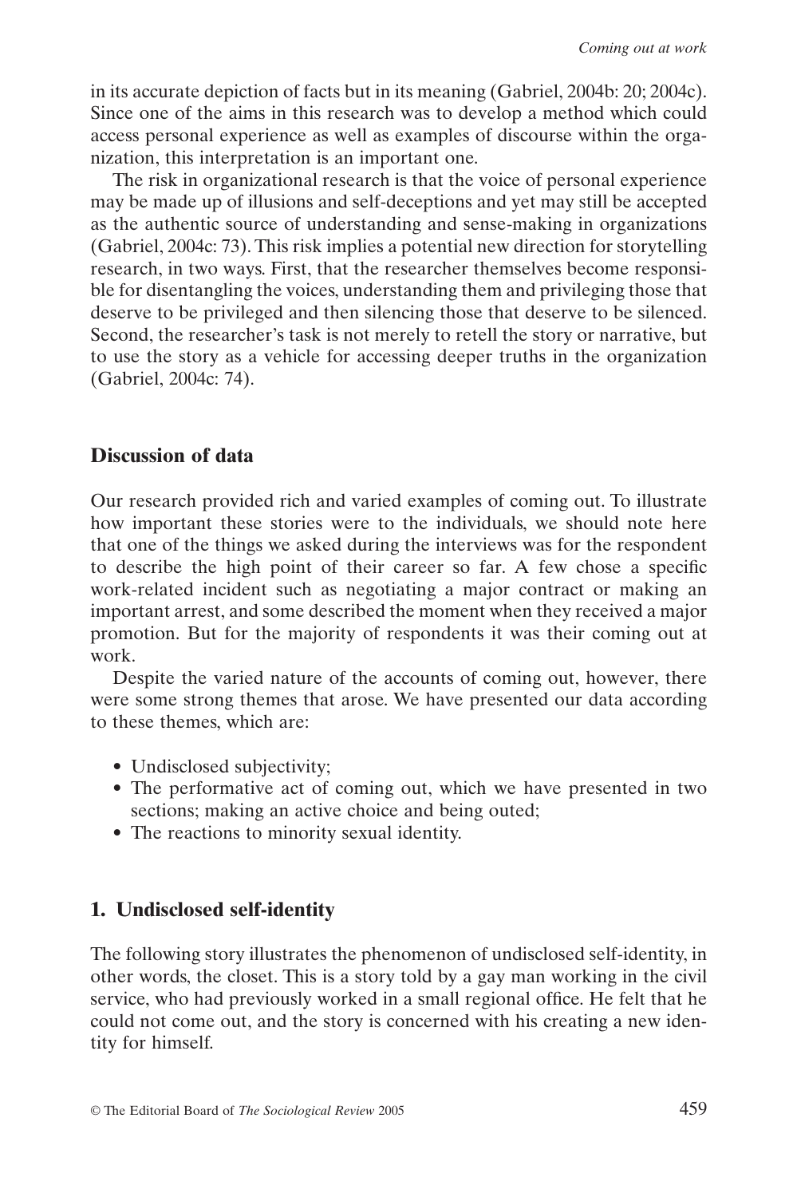in its accurate depiction of facts but in its meaning (Gabriel, 2004b: 20; 2004c). Since one of the aims in this research was to develop a method which could access personal experience as well as examples of discourse within the organization, this interpretation is an important one.

The risk in organizational research is that the voice of personal experience may be made up of illusions and self-deceptions and yet may still be accepted as the authentic source of understanding and sense-making in organizations (Gabriel, 2004c: 73). This risk implies a potential new direction for storytelling research, in two ways. First, that the researcher themselves become responsible for disentangling the voices, understanding them and privileging those that deserve to be privileged and then silencing those that deserve to be silenced. Second, the researcher's task is not merely to retell the story or narrative, but to use the story as a vehicle for accessing deeper truths in the organization (Gabriel, 2004c: 74).

## Discussion of data

Our research provided rich and varied examples of coming out. To illustrate how important these stories were to the individuals, we should note here that one of the things we asked during the interviews was for the respondent to describe the high point of their career so far. A few chose a specific work-related incident such as negotiating a major contract or making an important arrest, and some described the moment when they received a major promotion. But for the majority of respondents it was their coming out at work.

Despite the varied nature of the accounts of coming out, however, there were some strong themes that arose. We have presented our data according to these themes, which are:

- Undisclosed subjectivity;
- The performative act of coming out, which we have presented in two sections; making an active choice and being outed;
- The reactions to minority sexual identity.

## 1. Undisclosed self-identity

The following story illustrates the phenomenon of undisclosed self-identity, in other words, the closet. This is a story told by a gay man working in the civil service, who had previously worked in a small regional office. He felt that he could not come out, and the story is concerned with his creating a new identity for himself.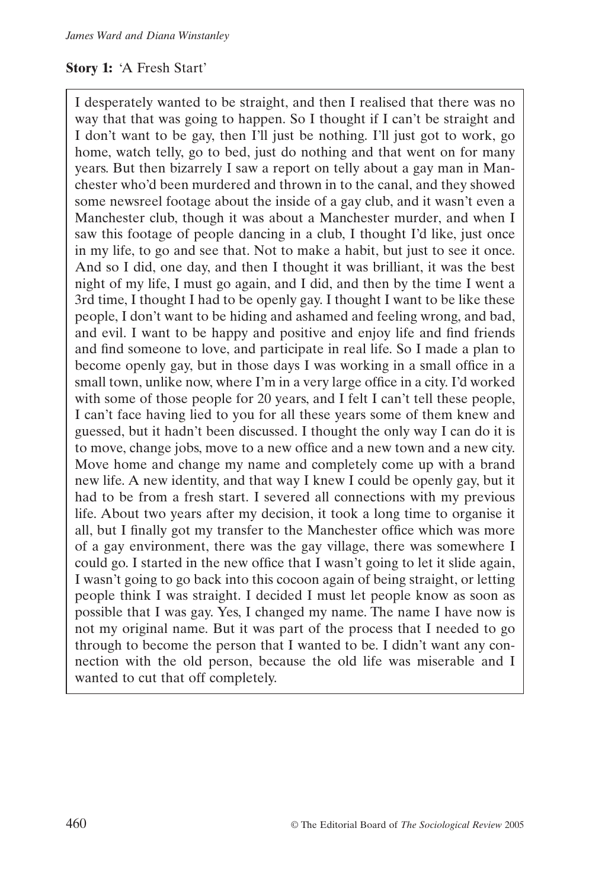**Story 1:** 'A Fresh Start'

I desperately wanted to be straight, and then I realised that there was no way that that was going to happen. So I thought if I can't be straight and I don't want to be gay, then I'll just be nothing. I'll just got to work, go home, watch telly, go to bed, just do nothing and that went on for many years. But then bizarrely I saw a report on telly about a gay man in Manchester who'd been murdered and thrown in to the canal, and they showed some newsreel footage about the inside of a gay club, and it wasn't even a Manchester club, though it was about a Manchester murder, and when I saw this footage of people dancing in a club, I thought I'd like, just once in my life, to go and see that. Not to make a habit, but just to see it once. And so I did, one day, and then I thought it was brilliant, it was the best night of my life, I must go again, and I did, and then by the time I went a 3rd time, I thought I had to be openly gay. I thought I want to be like these people, I don't want to be hiding and ashamed and feeling wrong, and bad, and evil. I want to be happy and positive and enjoy life and find friends and find someone to love, and participate in real life. So I made a plan to become openly gay, but in those days I was working in a small office in a small town, unlike now, where I'm in a very large office in a city. I'd worked with some of those people for 20 years, and I felt I can't tell these people, I can't face having lied to you for all these years some of them knew and guessed, but it hadn't been discussed. I thought the only way I can do it is to move, change jobs, move to a new office and a new town and a new city. Move home and change my name and completely come up with a brand new life. A new identity, and that way I knew I could be openly gay, but it had to be from a fresh start. I severed all connections with my previous life. About two years after my decision, it took a long time to organise it all, but I finally got my transfer to the Manchester office which was more of a gay environment, there was the gay village, there was somewhere I could go. I started in the new office that I wasn't going to let it slide again, I wasn't going to go back into this cocoon again of being straight, or letting people think I was straight. I decided I must let people know as soon as possible that I was gay. Yes, I changed my name. The name I have now is not my original name. But it was part of the process that I needed to go through to become the person that I wanted to be. I didn't want any connection with the old person, because the old life was miserable and I wanted to cut that off completely.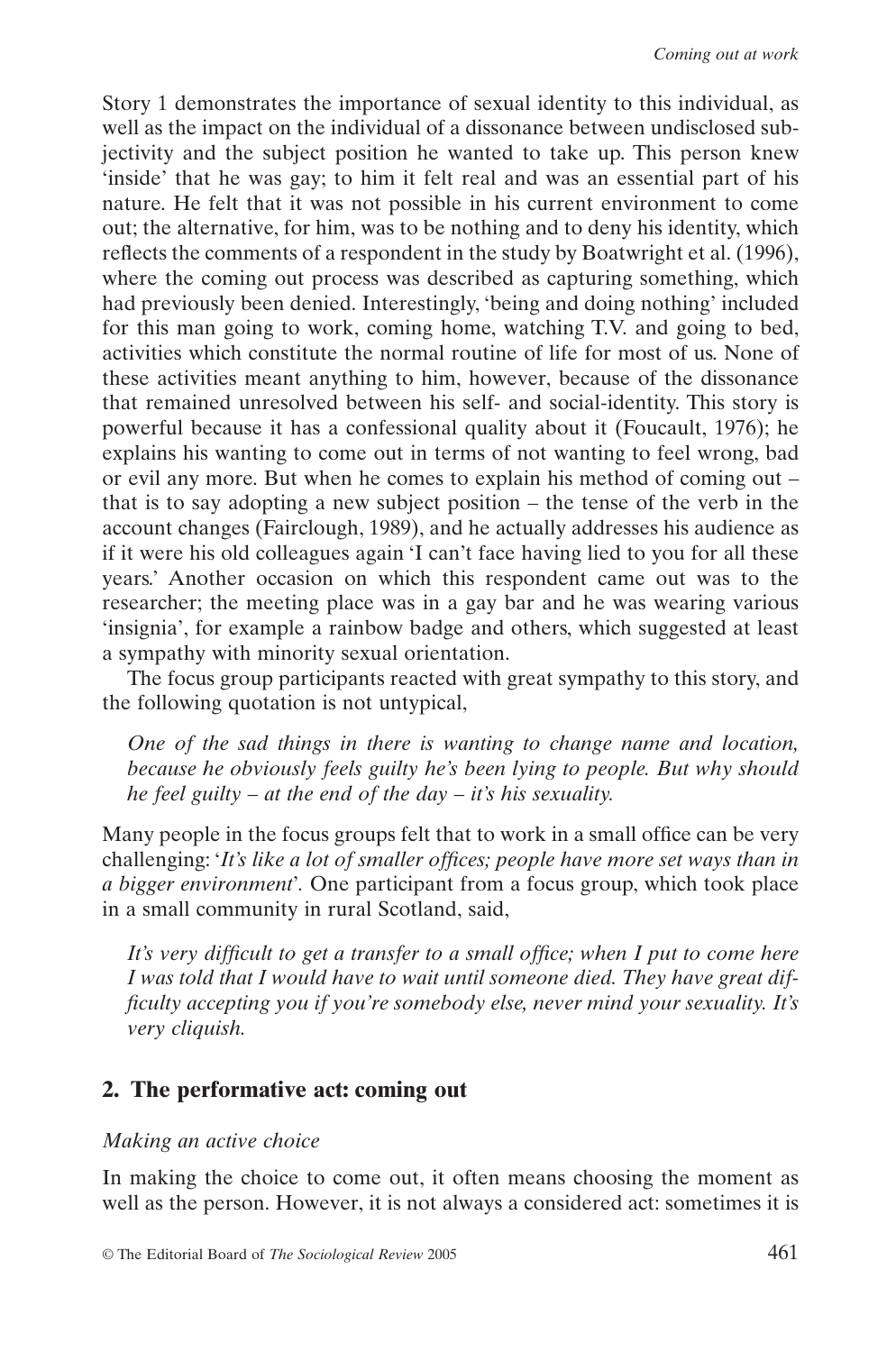Story 1 demonstrates the importance of sexual identity to this individual, as well as the impact on the individual of a dissonance between undisclosed subjectivity and the subject position he wanted to take up. This person knew 'inside' that he was gay; to him it felt real and was an essential part of his nature. He felt that it was not possible in his current environment to come out; the alternative, for him, was to be nothing and to deny his identity, which reflects the comments of a respondent in the study by Boatwright et al. (1996), where the coming out process was described as capturing something, which had previously been denied. Interestingly, 'being and doing nothing' included for this man going to work, coming home, watching T.V. and going to bed, activities which constitute the normal routine of life for most of us. None of these activities meant anything to him, however, because of the dissonance that remained unresolved between his self- and social-identity. This story is powerful because it has a confessional quality about it (Foucault, 1976); he explains his wanting to come out in terms of not wanting to feel wrong, bad or evil any more. But when he comes to explain his method of coming out – that is to say adopting a new subject position – the tense of the verb in the account changes (Fairclough, 1989), and he actually addresses his audience as if it were his old colleagues again 'I can't face having lied to you for all these years.' Another occasion on which this respondent came out was to the researcher; the meeting place was in a gay bar and he was wearing various 'insignia', for example a rainbow badge and others, which suggested at least a sympathy with minority sexual orientation.

The focus group participants reacted with great sympathy to this story, and the following quotation is not untypical,

> *One of the sad things in there is wanting to change name and location, because he obviously feels guilty he's been lying to people. But why should he feel guilty – at the end of the day – it's his sexuality.*

Many people in the focus groups felt that to work in a small office can be very challenging: '*It's like a lot of smaller offices; people have more set ways than in a bigger environment*'. One participant from a focus group, which took place in a small community in rural Scotland, said,

> *It's very difficult to get a transfer to a small office; when I put to come here I was told that I would have to wait until someone died. They have great difficulty accepting you if you're somebody else, never mind your sexuality. It's very cliquish.*

## 2. The performative act: coming out

*Making an active choice*

In making the choice to come out, it often means choosing the moment as well as the person. However, it is not always a considered act: sometimes it is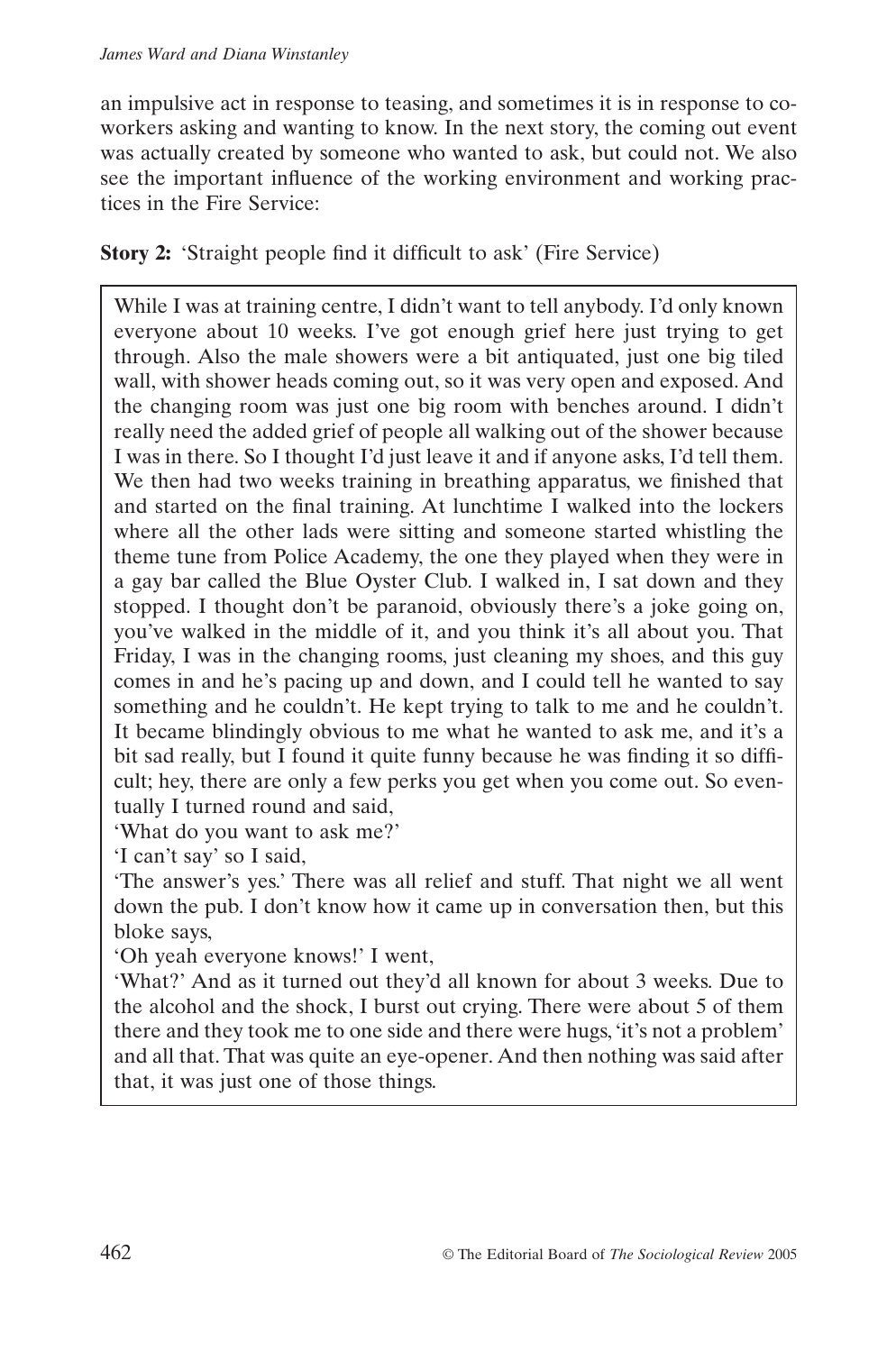an impulsive act in response to teasing, and sometimes it is in response to co-workers asking and wanting to know. In the next story, the coming out event was actually created by someone who wanted to ask, but could not. We also see the important influence of the working environment and working practices in the Fire Service:

**Story 2:** 'Straight people find it difficult to ask' (Fire Service)

> While I was at training centre, I didn't want to tell anybody. I'd only known everyone about 10 weeks. I've got enough grief here just trying to get through. Also the male showers were a bit antiquated, just one big tiled wall, with shower heads coming out, so it was very open and exposed. And the changing room was just one big room with benches around. I didn't really need the added grief of people all walking out of the shower because I was in there. So I thought I'd just leave it and if anyone asks, I'd tell them. We then had two weeks training in breathing apparatus, we finished that and started on the final training. At lunchtime I walked into the lockers where all the other lads were sitting and someone started whistling the theme tune from Police Academy, the one they played when they were in a gay bar called the Blue Oyster Club. I walked in, I sat down and they stopped. I thought don't be paranoid, obviously there's a joke going on, you've walked in the middle of it, and you think it's all about you. That Friday, I was in the changing rooms, just cleaning my shoes, and this guy comes in and he's pacing up and down, and I could tell he wanted to say something and he couldn't. He kept trying to talk to me and he couldn't. It became blindingly obvious to me what he wanted to ask me, and it's a bit sad really, but I found it quite funny because he was finding it so difficult; hey, there are only a few perks you get when you come out. So eventually I turned round and said,
> 'What do you want to ask me?'
> 'I can't say' so I said,
> 'The answer's yes.' There was all relief and stuff. That night we all went down the pub. I don't know how it came up in conversation then, but this bloke says,
> 'Oh yeah everyone knows!' I went,
> 'What?' And as it turned out they'd all known for about 3 weeks. Due to the alcohol and the shock, I burst out crying. There were about 5 of them there and they took me to one side and there were hugs, 'it's not a problem' and all that. That was quite an eye-opener. And then nothing was said after that, it was just one of those things.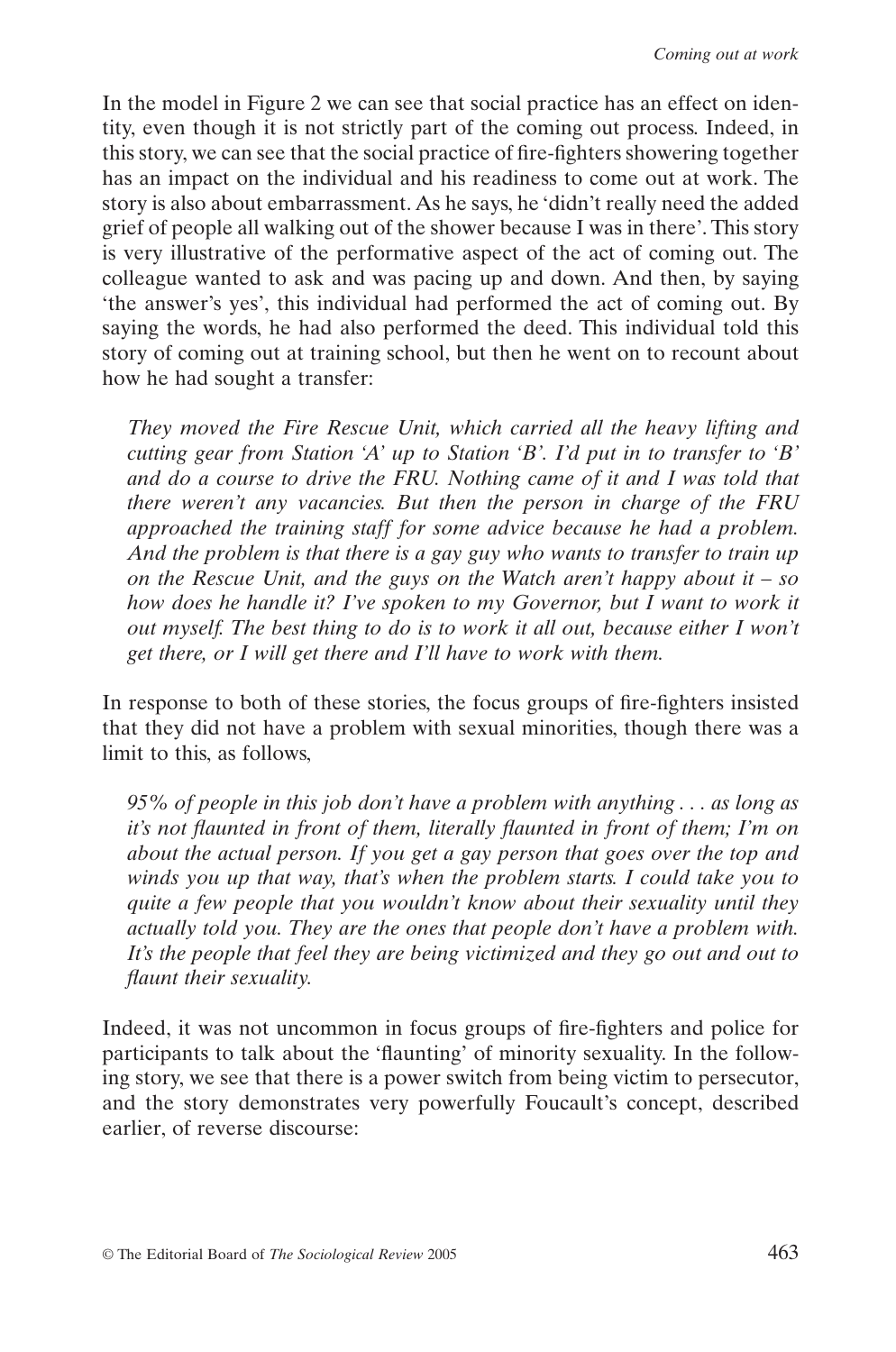In the model in Figure 2 we can see that social practice has an effect on identity, even though it is not strictly part of the coming out process. Indeed, in this story, we can see that the social practice of fire-fighters showering together has an impact on the individual and his readiness to come out at work. The story is also about embarrassment. As he says, he 'didn't really need the added grief of people all walking out of the shower because I was in there'. This story is very illustrative of the performative aspect of the act of coming out. The colleague wanted to ask and was pacing up and down. And then, by saying 'the answer's yes', this individual had performed the act of coming out. By saying the words, he had also performed the deed. This individual told this story of coming out at training school, but then he went on to recount about how he had sought a transfer:

> *They moved the Fire Rescue Unit, which carried all the heavy lifting and cutting gear from Station 'A' up to Station 'B'. I'd put in to transfer to 'B' and do a course to drive the FRU. Nothing came of it and I was told that there weren't any vacancies. But then the person in charge of the FRU approached the training staff for some advice because he had a problem. And the problem is that there is a gay guy who wants to transfer to train up on the Rescue Unit, and the guys on the Watch aren't happy about it – so how does he handle it? I've spoken to my Governor, but I want to work it out myself. The best thing to do is to work it all out, because either I won't get there, or I will get there and I'll have to work with them.*

In response to both of these stories, the focus groups of fire-fighters insisted that they did not have a problem with sexual minorities, though there was a limit to this, as follows,

> *95% of people in this job don't have a problem with anything . . . as long as it's not flaunted in front of them, literally flaunted in front of them; I'm on about the actual person. If you get a gay person that goes over the top and winds you up that way, that's when the problem starts. I could take you to quite a few people that you wouldn't know about their sexuality until they actually told you. They are the ones that people don't have a problem with. It's the people that feel they are being victimized and they go out and out to flaunt their sexuality.*

Indeed, it was not uncommon in focus groups of fire-fighters and police for participants to talk about the 'flaunting' of minority sexuality. In the following story, we see that there is a power switch from being victim to persecutor, and the story demonstrates very powerfully Foucault's concept, described earlier, of reverse discourse: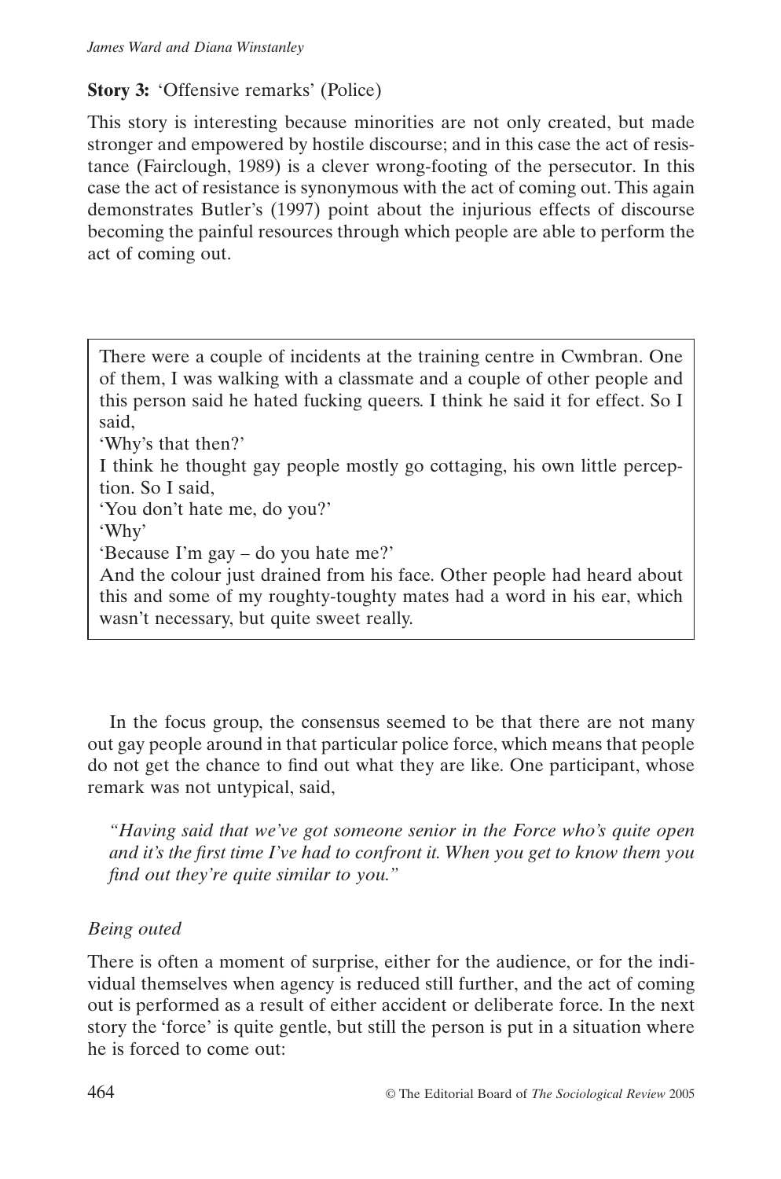**Story 3:** 'Offensive remarks' (Police)

This story is interesting because minorities are not only created, but made stronger and empowered by hostile discourse; and in this case the act of resistance (Fairclough, 1989) is a clever wrong-footing of the persecutor. In this case the act of resistance is synonymous with the act of coming out. This again demonstrates Butler's (1997) point about the injurious effects of discourse becoming the painful resources through which people are able to perform the act of coming out.

> There were a couple of incidents at the training centre in Cwmbran. One of them, I was walking with a classmate and a couple of other people and this person said he hated fucking queers. I think he said it for effect. So I said,
> 'Why's that then?'
> I think he thought gay people mostly go cottaging, his own little perception. So I said,
> 'You don't hate me, do you?'
> 'Why'
> 'Because I'm gay – do you hate me?'
> And the colour just drained from his face. Other people had heard about this and some of my roughty-toughty mates had a word in his ear, which wasn't necessary, but quite sweet really.

In the focus group, the consensus seemed to be that there are not many out gay people around in that particular police force, which means that people do not get the chance to find out what they are like. One participant, whose remark was not untypical, said,

*"Having said that we've got someone senior in the Force who's quite open and it's the first time I've had to confront it. When you get to know them you find out they're quite similar to you."*

*Being outed*

There is often a moment of surprise, either for the audience, or for the individual themselves when agency is reduced still further, and the act of coming out is performed as a result of either accident or deliberate force. In the next story the 'force' is quite gentle, but still the person is put in a situation where he is forced to come out: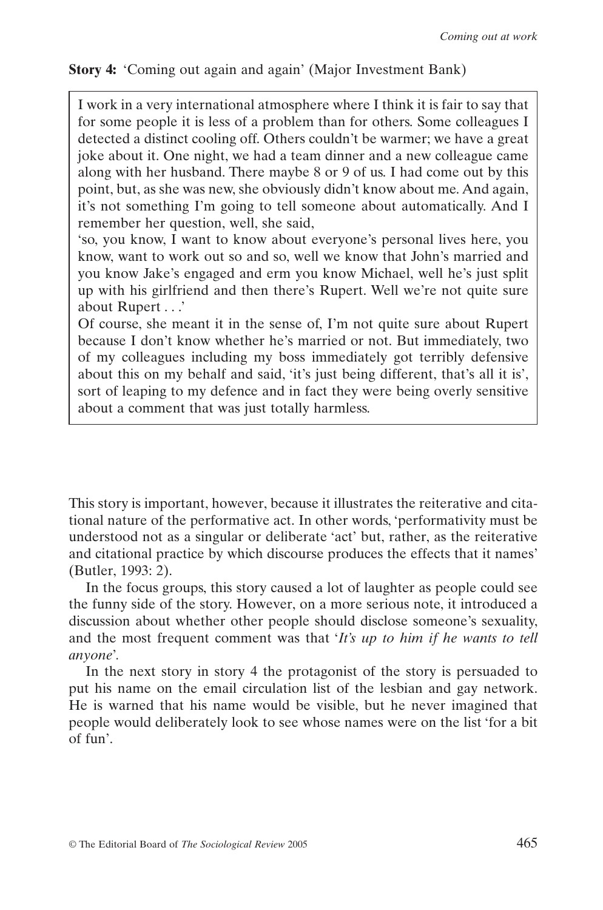**Story 4:** 'Coming out again and again' (Major Investment Bank)

> I work in a very international atmosphere where I think it is fair to say that for some people it is less of a problem than for others. Some colleagues I detected a distinct cooling off. Others couldn't be warmer; we have a great joke about it. One night, we had a team dinner and a new colleague came along with her husband. There maybe 8 or 9 of us. I had come out by this point, but, as she was new, she obviously didn't know about me. And again, it's not something I'm going to tell someone about automatically. And I remember her question, well, she said,
> 'so, you know, I want to know about everyone's personal lives here, you know, want to work out so and so, well we know that John's married and you know Jake's engaged and erm you know Michael, well he's just split up with his girlfriend and then there's Rupert. Well we're not quite sure about Rupert . . .'
> Of course, she meant it in the sense of, I'm not quite sure about Rupert because I don't know whether he's married or not. But immediately, two of my colleagues including my boss immediately got terribly defensive about this on my behalf and said, 'it's just being different, that's all it is', sort of leaping to my defence and in fact they were being overly sensitive about a comment that was just totally harmless.

This story is important, however, because it illustrates the reiterative and citational nature of the performative act. In other words, 'performativity must be understood not as a singular or deliberate 'act' but, rather, as the reiterative and citational practice by which discourse produces the effects that it names' (Butler, 1993: 2).

In the focus groups, this story caused a lot of laughter as people could see the funny side of the story. However, on a more serious note, it introduced a discussion about whether other people should disclose someone's sexuality, and the most frequent comment was that '*It's up to him if he wants to tell anyone*'.

In the next story in story 4 the protagonist of the story is persuaded to put his name on the email circulation list of the lesbian and gay network. He is warned that his name would be visible, but he never imagined that people would deliberately look to see whose names were on the list 'for a bit of fun'.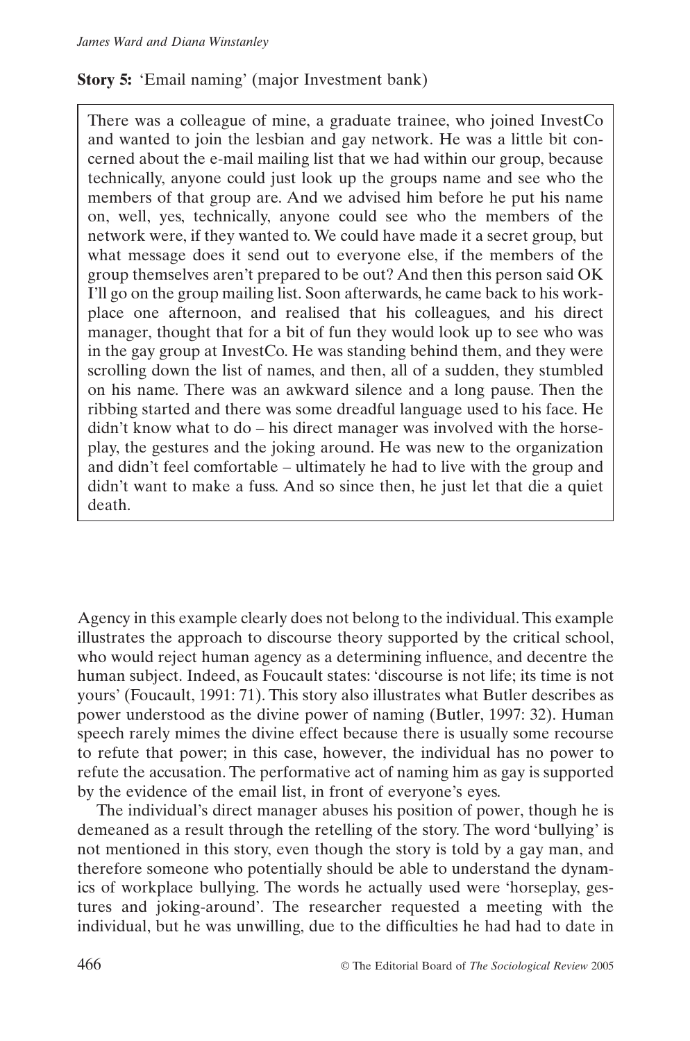**Story 5:** 'Email naming' (major Investment bank)

> There was a colleague of mine, a graduate trainee, who joined InvestCo and wanted to join the lesbian and gay network. He was a little bit concerned about the e-mail mailing list that we had within our group, because technically, anyone could just look up the groups name and see who the members of that group are. And we advised him before he put his name on, well, yes, technically, anyone could see who the members of the network were, if they wanted to. We could have made it a secret group, but what message does it send out to everyone else, if the members of the group themselves aren't prepared to be out? And then this person said OK I'll go on the group mailing list. Soon afterwards, he came back to his workplace one afternoon, and realised that his colleagues, and his direct manager, thought that for a bit of fun they would look up to see who was in the gay group at InvestCo. He was standing behind them, and they were scrolling down the list of names, and then, all of a sudden, they stumbled on his name. There was an awkward silence and a long pause. Then the ribbing started and there was some dreadful language used to his face. He didn't know what to do – his direct manager was involved with the horseplay, the gestures and the joking around. He was new to the organization and didn't feel comfortable – ultimately he had to live with the group and didn't want to make a fuss. And so since then, he just let that die a quiet death.

Agency in this example clearly does not belong to the individual. This example illustrates the approach to discourse theory supported by the critical school, who would reject human agency as a determining influence, and decentre the human subject. Indeed, as Foucault states: 'discourse is not life; its time is not yours' (Foucault, 1991: 71). This story also illustrates what Butler describes as power understood as the divine power of naming (Butler, 1997: 32). Human speech rarely mimes the divine effect because there is usually some recourse to refute that power; in this case, however, the individual has no power to refute the accusation. The performative act of naming him as gay is supported by the evidence of the email list, in front of everyone's eyes.

The individual's direct manager abuses his position of power, though he is demeaned as a result through the retelling of the story. The word 'bullying' is not mentioned in this story, even though the story is told by a gay man, and therefore someone who potentially should be able to understand the dynamics of workplace bullying. The words he actually used were 'horseplay, gestures and joking-around'. The researcher requested a meeting with the individual, but he was unwilling, due to the difficulties he had had to date in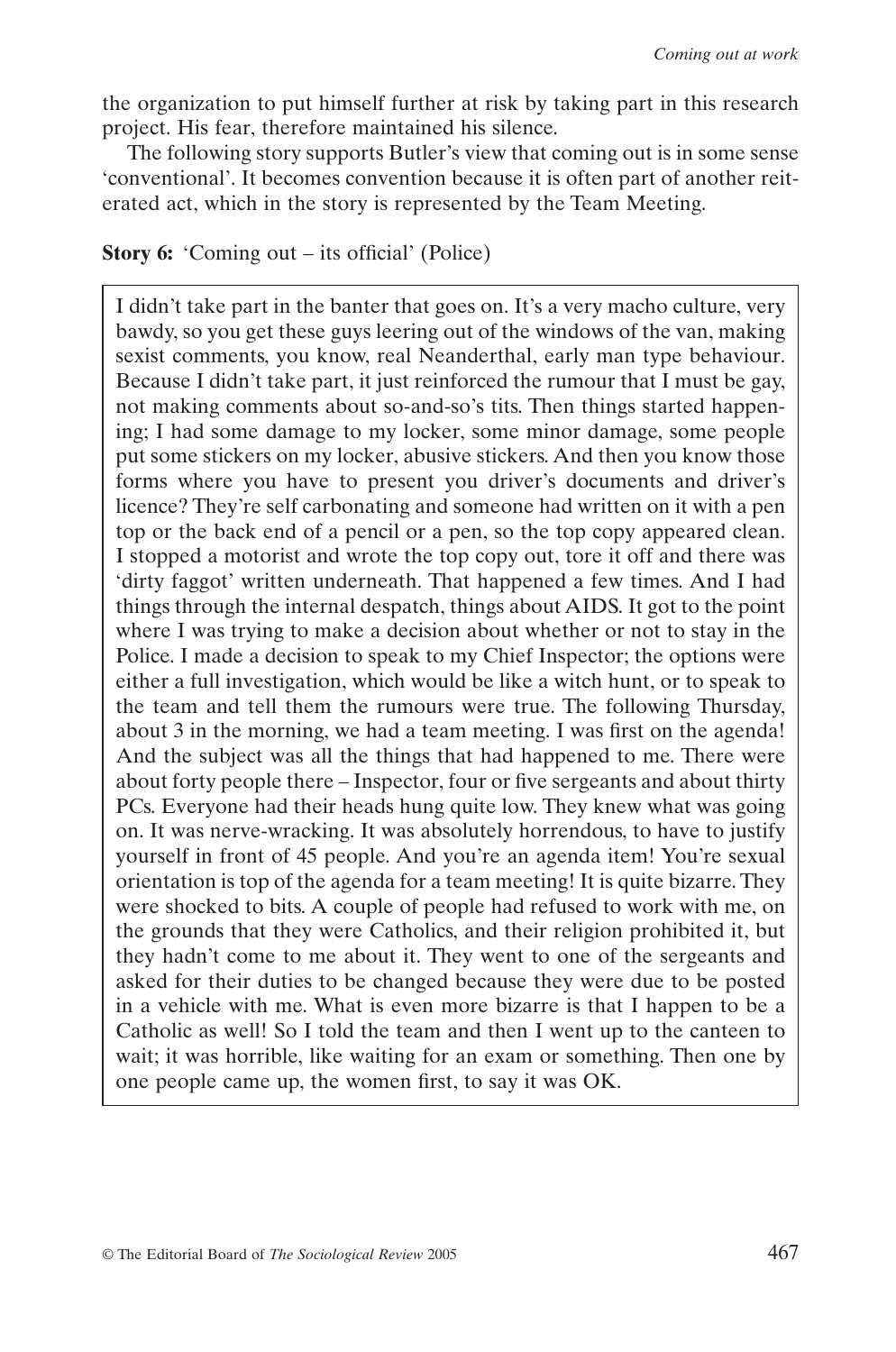the organization to put himself further at risk by taking part in this research project. His fear, therefore maintained his silence.

The following story supports Butler's view that coming out is in some sense 'conventional'. It becomes convention because it is often part of another reiterated act, which in the story is represented by the Team Meeting.

**Story 6:** 'Coming out – its official' (Police)

> I didn't take part in the banter that goes on. It's a very macho culture, very bawdy, so you get these guys leering out of the windows of the van, making sexist comments, you know, real Neanderthal, early man type behaviour. Because I didn't take part, it just reinforced the rumour that I must be gay, not making comments about so-and-so's tits. Then things started happening; I had some damage to my locker, some minor damage, some people put some stickers on my locker, abusive stickers. And then you know those forms where you have to present you driver's documents and driver's licence? They're self carbonating and someone had written on it with a pen top or the back end of a pencil or a pen, so the top copy appeared clean. I stopped a motorist and wrote the top copy out, tore it off and there was 'dirty faggot' written underneath. That happened a few times. And I had things through the internal despatch, things about AIDS. It got to the point where I was trying to make a decision about whether or not to stay in the Police. I made a decision to speak to my Chief Inspector; the options were either a full investigation, which would be like a witch hunt, or to speak to the team and tell them the rumours were true. The following Thursday, about 3 in the morning, we had a team meeting. I was first on the agenda! And the subject was all the things that had happened to me. There were about forty people there – Inspector, four or five sergeants and about thirty PCs. Everyone had their heads hung quite low. They knew what was going on. It was nerve-wracking. It was absolutely horrendous, to have to justify yourself in front of 45 people. And you're an agenda item! You're sexual orientation is top of the agenda for a team meeting! It is quite bizarre. They were shocked to bits. A couple of people had refused to work with me, on the grounds that they were Catholics, and their religion prohibited it, but they hadn't come to me about it. They went to one of the sergeants and asked for their duties to be changed because they were due to be posted in a vehicle with me. What is even more bizarre is that I happen to be a Catholic as well! So I told the team and then I went up to the canteen to wait; it was horrible, like waiting for an exam or something. Then one by one people came up, the women first, to say it was OK.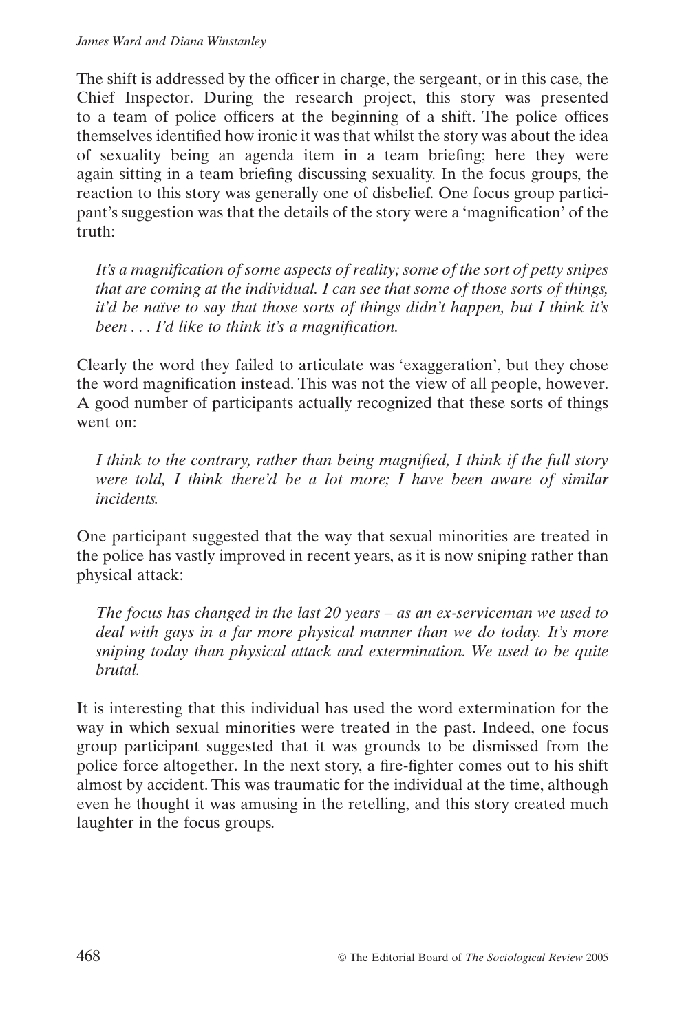The shift is addressed by the officer in charge, the sergeant, or in this case, the Chief Inspector. During the research project, this story was presented to a team of police officers at the beginning of a shift. The police offices themselves identified how ironic it was that whilst the story was about the idea of sexuality being an agenda item in a team briefing; here they were again sitting in a team briefing discussing sexuality. In the focus groups, the reaction to this story was generally one of disbelief. One focus group participant's suggestion was that the details of the story were a 'magnification' of the truth:

> *It's a magnification of some aspects of reality; some of the sort of petty snipes that are coming at the individual. I can see that some of those sorts of things, it'd be naïve to say that those sorts of things didn't happen, but I think it's been . . . I'd like to think it's a magnification.*

Clearly the word they failed to articulate was 'exaggeration', but they chose the word magnification instead. This was not the view of all people, however. A good number of participants actually recognized that these sorts of things went on:

> *I think to the contrary, rather than being magnified, I think if the full story were told, I think there'd be a lot more; I have been aware of similar incidents.*

One participant suggested that the way that sexual minorities are treated in the police has vastly improved in recent years, as it is now sniping rather than physical attack:

> *The focus has changed in the last 20 years – as an ex-serviceman we used to deal with gays in a far more physical manner than we do today. It's more sniping today than physical attack and extermination. We used to be quite brutal.*

It is interesting that this individual has used the word extermination for the way in which sexual minorities were treated in the past. Indeed, one focus group participant suggested that it was grounds to be dismissed from the police force altogether. In the next story, a fire-fighter comes out to his shift almost by accident. This was traumatic for the individual at the time, although even he thought it was amusing in the retelling, and this story created much laughter in the focus groups.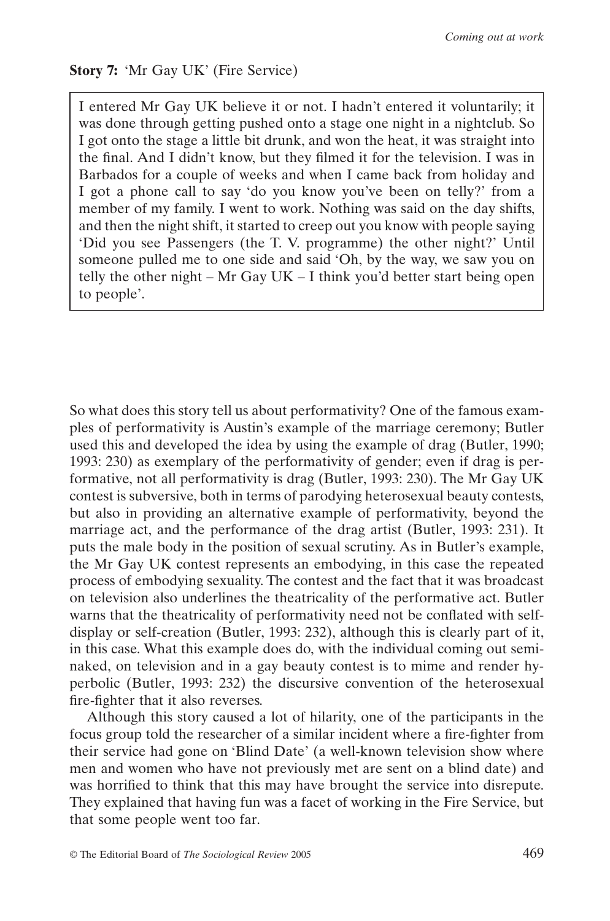**Story 7:** 'Mr Gay UK' (Fire Service)

> I entered Mr Gay UK believe it or not. I hadn't entered it voluntarily; it was done through getting pushed onto a stage one night in a nightclub. So I got onto the stage a little bit drunk, and won the heat, it was straight into the final. And I didn't know, but they filmed it for the television. I was in Barbados for a couple of weeks and when I came back from holiday and I got a phone call to say 'do you know you've been on telly?' from a member of my family. I went to work. Nothing was said on the day shifts, and then the night shift, it started to creep out you know with people saying 'Did you see Passengers (the T. V. programme) the other night?' Until someone pulled me to one side and said 'Oh, by the way, we saw you on telly the other night – Mr Gay UK – I think you'd better start being open to people'.

So what does this story tell us about performativity? One of the famous examples of performativity is Austin's example of the marriage ceremony; Butler used this and developed the idea by using the example of drag (Butler, 1990; 1993: 230) as exemplary of the performativity of gender; even if drag is performative, not all performativity is drag (Butler, 1993: 230). The Mr Gay UK contest is subversive, both in terms of parodying heterosexual beauty contests, but also in providing an alternative example of performativity, beyond the marriage act, and the performance of the drag artist (Butler, 1993: 231). It puts the male body in the position of sexual scrutiny. As in Butler's example, the Mr Gay UK contest represents an embodying, in this case the repeated process of embodying sexuality. The contest and the fact that it was broadcast on television also underlines the theatricality of the performative act. Butler warns that the theatricality of performativity need not be conflated with self-display or self-creation (Butler, 1993: 232), although this is clearly part of it, in this case. What this example does do, with the individual coming out semi-naked, on television and in a gay beauty contest is to mime and render hyperbolic (Butler, 1993: 232) the discursive convention of the heterosexual fire-fighter that it also reverses.

Although this story caused a lot of hilarity, one of the participants in the focus group told the researcher of a similar incident where a fire-fighter from their service had gone on 'Blind Date' (a well-known television show where men and women who have not previously met are sent on a blind date) and was horrified to think that this may have brought the service into disrepute. They explained that having fun was a facet of working in the Fire Service, but that some people went too far.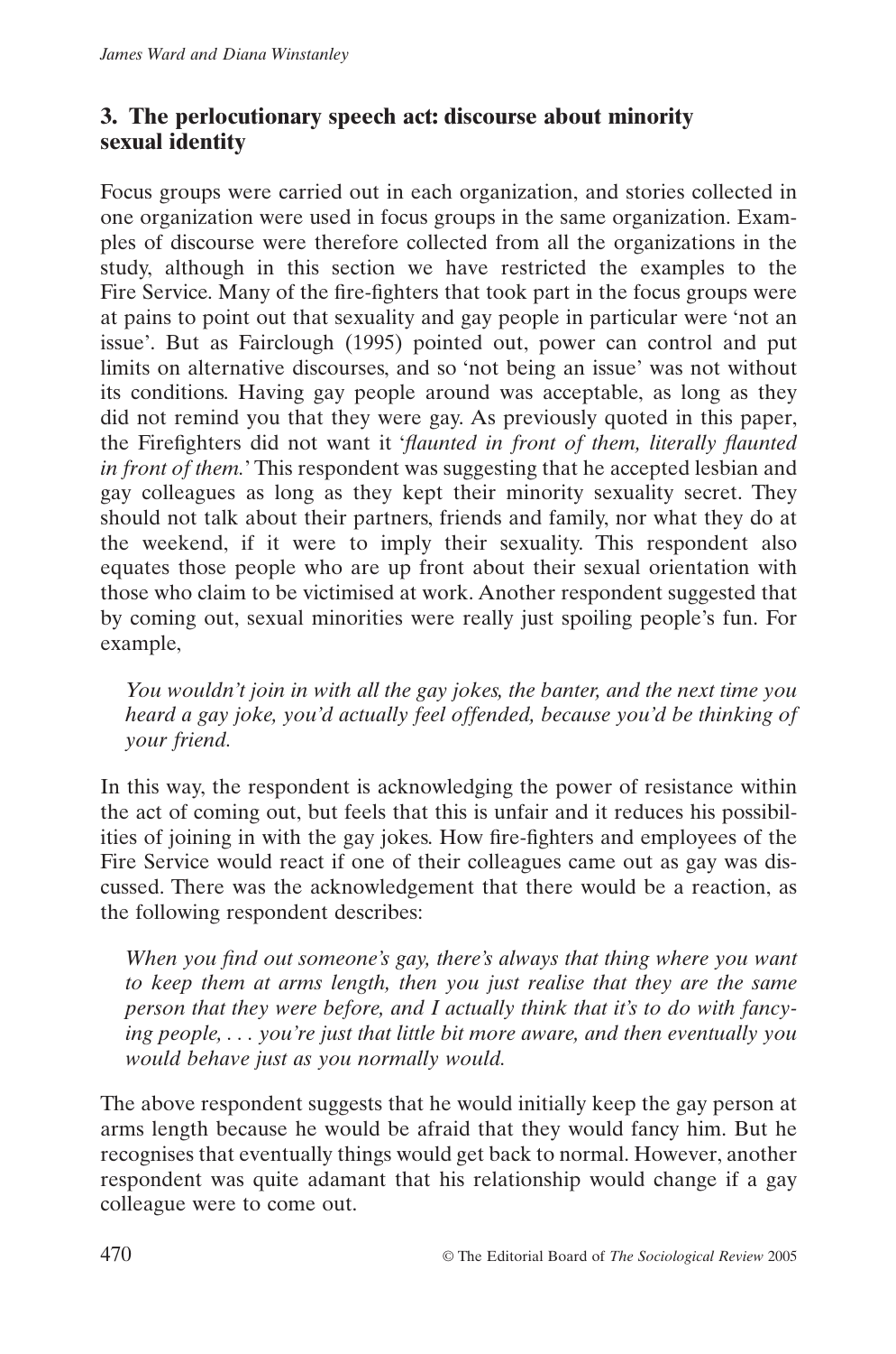## 3. The perlocutionary speech act: discourse about minority sexual identity

Focus groups were carried out in each organization, and stories collected in one organization were used in focus groups in the same organization. Examples of discourse were therefore collected from all the organizations in the study, although in this section we have restricted the examples to the Fire Service. Many of the fire-fighters that took part in the focus groups were at pains to point out that sexuality and gay people in particular were 'not an issue'. But as Fairclough (1995) pointed out, power can control and put limits on alternative discourses, and so 'not being an issue' was not without its conditions. Having gay people around was acceptable, as long as they did not remind you that they were gay. As previously quoted in this paper, the Firefighters did not want it '*flaunted in front of them, literally flaunted in front of them.*' This respondent was suggesting that he accepted lesbian and gay colleagues as long as they kept their minority sexuality secret. They should not talk about their partners, friends and family, nor what they do at the weekend, if it were to imply their sexuality. This respondent also equates those people who are up front about their sexual orientation with those who claim to be victimised at work. Another respondent suggested that by coming out, sexual minorities were really just spoiling people's fun. For example,

> *You wouldn't join in with all the gay jokes, the banter, and the next time you heard a gay joke, you'd actually feel offended, because you'd be thinking of your friend.*

In this way, the respondent is acknowledging the power of resistance within the act of coming out, but feels that this is unfair and it reduces his possibilities of joining in with the gay jokes. How fire-fighters and employees of the Fire Service would react if one of their colleagues came out as gay was discussed. There was the acknowledgement that there would be a reaction, as the following respondent describes:

> *When you find out someone's gay, there's always that thing where you want to keep them at arms length, then you just realise that they are the same person that they were before, and I actually think that it's to do with fancying people, . . . you're just that little bit more aware, and then eventually you would behave just as you normally would.*

The above respondent suggests that he would initially keep the gay person at arms length because he would be afraid that they would fancy him. But he recognises that eventually things would get back to normal. However, another respondent was quite adamant that his relationship would change if a gay colleague were to come out.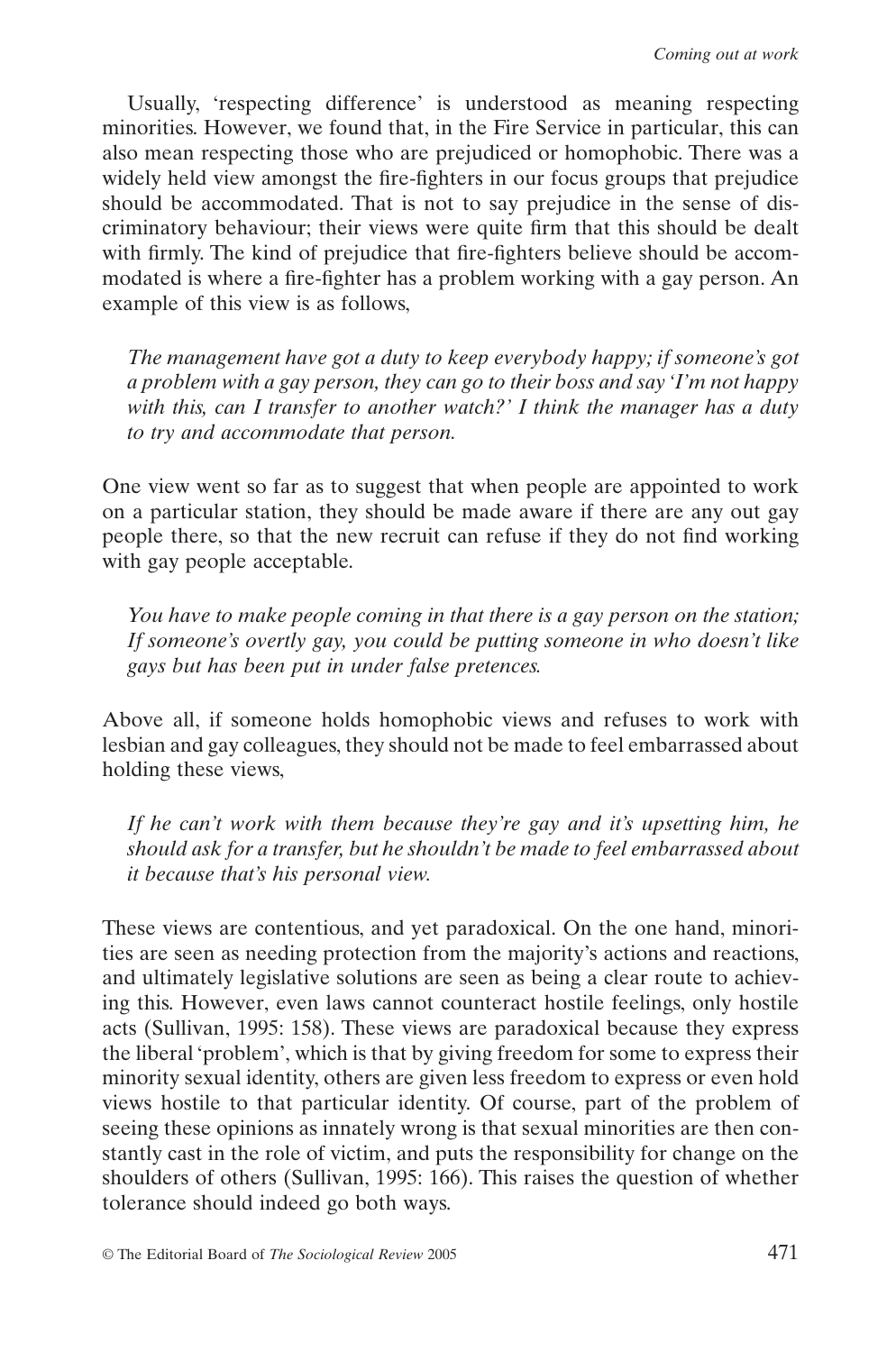Usually, 'respecting difference' is understood as meaning respecting minorities. However, we found that, in the Fire Service in particular, this can also mean respecting those who are prejudiced or homophobic. There was a widely held view amongst the fire-fighters in our focus groups that prejudice should be accommodated. That is not to say prejudice in the sense of discriminatory behaviour; their views were quite firm that this should be dealt with firmly. The kind of prejudice that fire-fighters believe should be accommodated is where a fire-fighter has a problem working with a gay person. An example of this view is as follows,

> *The management have got a duty to keep everybody happy; if someone's got a problem with a gay person, they can go to their boss and say 'I'm not happy with this, can I transfer to another watch?' I think the manager has a duty to try and accommodate that person.*

One view went so far as to suggest that when people are appointed to work on a particular station, they should be made aware if there are any out gay people there, so that the new recruit can refuse if they do not find working with gay people acceptable.

> *You have to make people coming in that there is a gay person on the station; If someone's overtly gay, you could be putting someone in who doesn't like gays but has been put in under false pretences.*

Above all, if someone holds homophobic views and refuses to work with lesbian and gay colleagues, they should not be made to feel embarrassed about holding these views,

> *If he can't work with them because they're gay and it's upsetting him, he should ask for a transfer, but he shouldn't be made to feel embarrassed about it because that's his personal view.*

These views are contentious, and yet paradoxical. On the one hand, minorities are seen as needing protection from the majority's actions and reactions, and ultimately legislative solutions are seen as being a clear route to achieving this. However, even laws cannot counteract hostile feelings, only hostile acts (Sullivan, 1995: 158). These views are paradoxical because they express the liberal 'problem', which is that by giving freedom for some to express their minority sexual identity, others are given less freedom to express or even hold views hostile to that particular identity. Of course, part of the problem of seeing these opinions as innately wrong is that sexual minorities are then constantly cast in the role of victim, and puts the responsibility for change on the shoulders of others (Sullivan, 1995: 166). This raises the question of whether tolerance should indeed go both ways.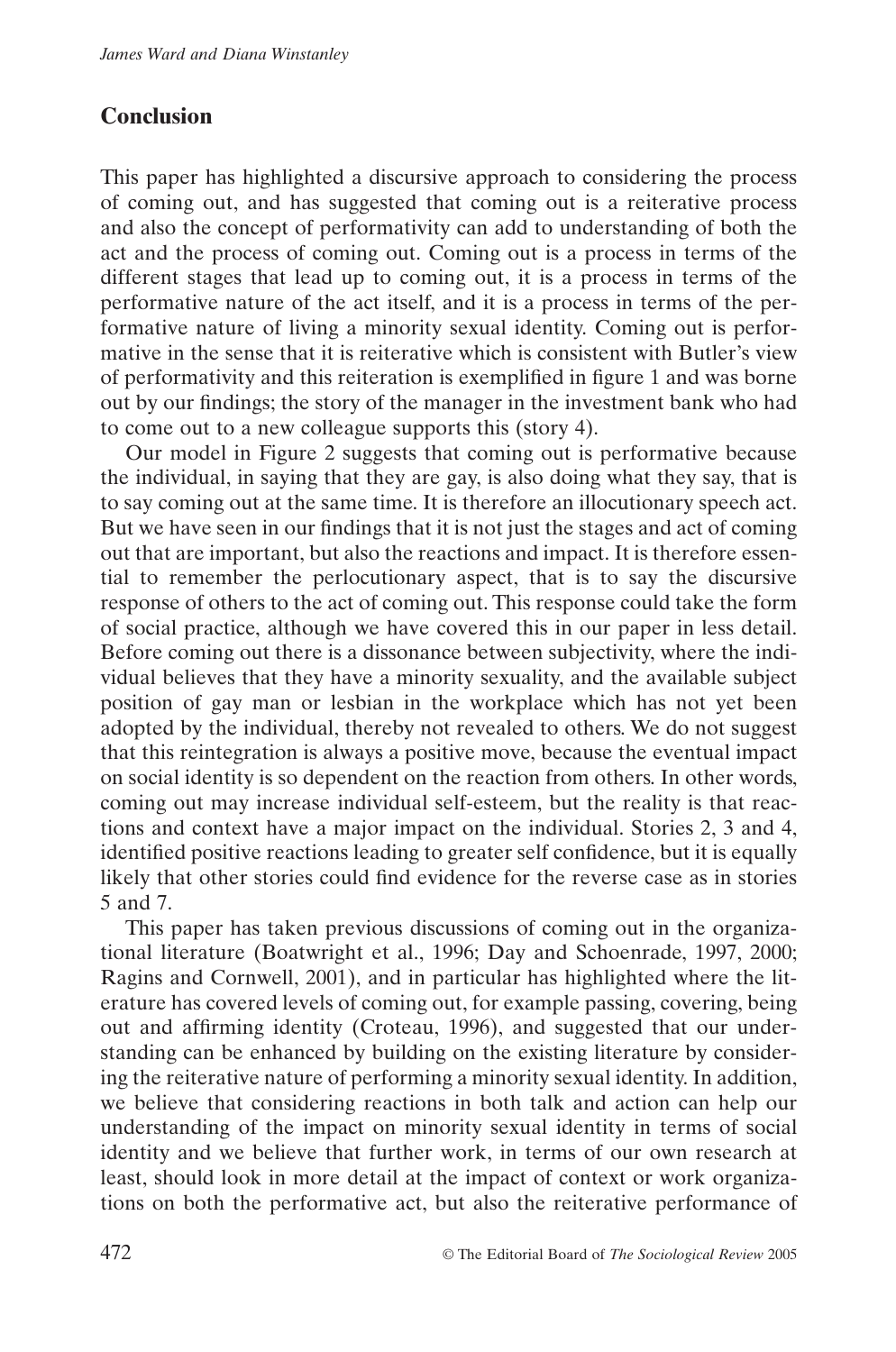## Conclusion

This paper has highlighted a discursive approach to considering the process of coming out, and has suggested that coming out is a reiterative process and also the concept of performativity can add to understanding of both the act and the process of coming out. Coming out is a process in terms of the different stages that lead up to coming out, it is a process in terms of the performative nature of the act itself, and it is a process in terms of the performative nature of living a minority sexual identity. Coming out is performative in the sense that it is reiterative which is consistent with Butler's view of performativity and this reiteration is exemplified in figure 1 and was borne out by our findings; the story of the manager in the investment bank who had to come out to a new colleague supports this (story 4).

Our model in Figure 2 suggests that coming out is performative because the individual, in saying that they are gay, is also doing what they say, that is to say coming out at the same time. It is therefore an illocutionary speech act. But we have seen in our findings that it is not just the stages and act of coming out that are important, but also the reactions and impact. It is therefore essential to remember the perlocutionary aspect, that is to say the discursive response of others to the act of coming out. This response could take the form of social practice, although we have covered this in our paper in less detail. Before coming out there is a dissonance between subjectivity, where the individual believes that they have a minority sexuality, and the available subject position of gay man or lesbian in the workplace which has not yet been adopted by the individual, thereby not revealed to others. We do not suggest that this reintegration is always a positive move, because the eventual impact on social identity is so dependent on the reaction from others. In other words, coming out may increase individual self-esteem, but the reality is that reactions and context have a major impact on the individual. Stories 2, 3 and 4, identified positive reactions leading to greater self confidence, but it is equally likely that other stories could find evidence for the reverse case as in stories 5 and 7.

This paper has taken previous discussions of coming out in the organizational literature (Boatwright et al., 1996; Day and Schoenrade, 1997, 2000; Ragins and Cornwell, 2001), and in particular has highlighted where the literature has covered levels of coming out, for example passing, covering, being out and affirming identity (Croteau, 1996), and suggested that our understanding can be enhanced by building on the existing literature by considering the reiterative nature of performing a minority sexual identity. In addition, we believe that considering reactions in both talk and action can help our understanding of the impact on minority sexual identity in terms of social identity and we believe that further work, in terms of our own research at least, should look in more detail at the impact of context or work organizations on both the performative act, but also the reiterative performance of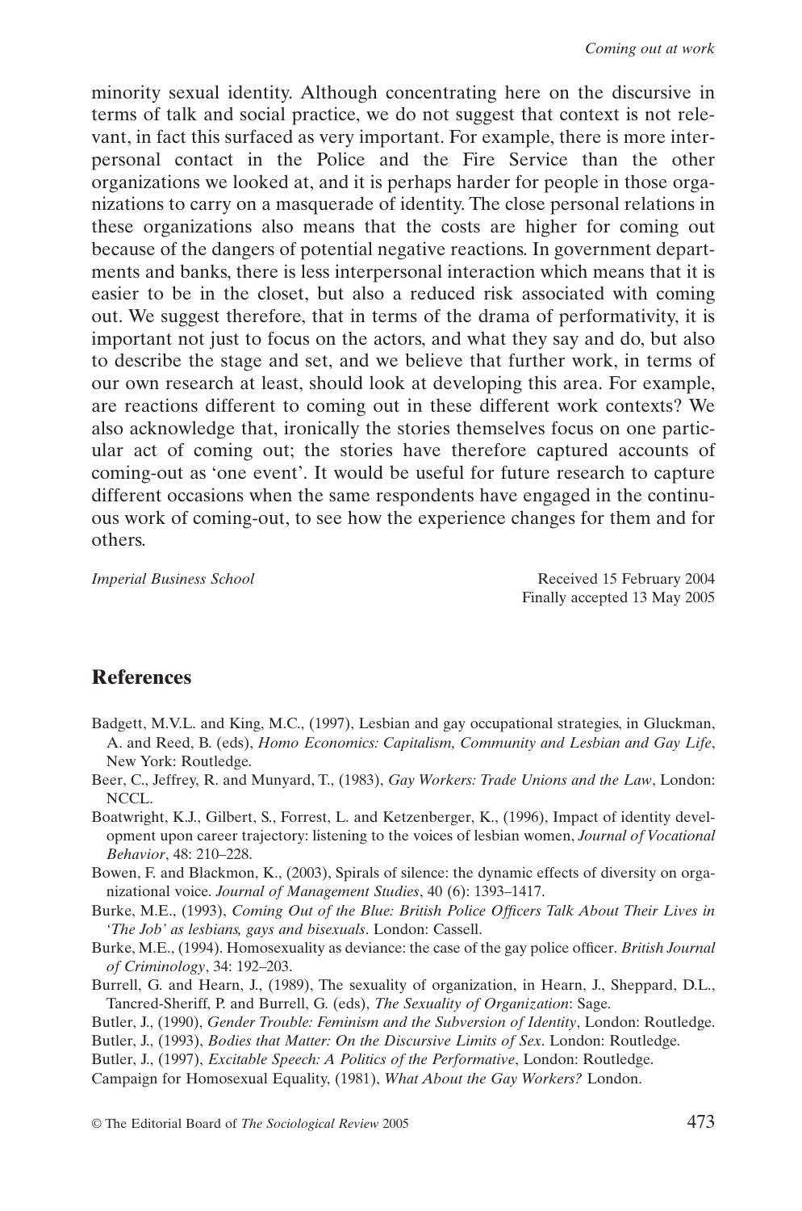minority sexual identity. Although concentrating here on the discursive in terms of talk and social practice, we do not suggest that context is not relevant, in fact this surfaced as very important. For example, there is more interpersonal contact in the Police and the Fire Service than the other organizations we looked at, and it is perhaps harder for people in those organizations to carry on a masquerade of identity. The close personal relations in these organizations also means that the costs are higher for coming out because of the dangers of potential negative reactions. In government departments and banks, there is less interpersonal interaction which means that it is easier to be in the closet, but also a reduced risk associated with coming out. We suggest therefore, that in terms of the drama of performativity, it is important not just to focus on the actors, and what they say and do, but also to describe the stage and set, and we believe that further work, in terms of our own research at least, should look at developing this area. For example, are reactions different to coming out in these different work contexts? We also acknowledge that, ironically the stories themselves focus on one particular act of coming out; the stories have therefore captured accounts of coming-out as 'one event'. It would be useful for future research to capture different occasions when the same respondents have engaged in the continuous work of coming-out, to see how the experience changes for them and for others.

*Imperial Business School*

Received 15 February 2004
Finally accepted 13 May 2005

## References

Badgett, M.V.L. and King, M.C., (1997), Lesbian and gay occupational strategies, in Gluckman, A. and Reed, B. (eds), *Homo Economics: Capitalism, Community and Lesbian and Gay Life*, New York: Routledge.

Beer, C., Jeffrey, R. and Munyard, T., (1983), *Gay Workers: Trade Unions and the Law*, London: NCCL.

Boatwright, K.J., Gilbert, S., Forrest, L. and Ketzenberger, K., (1996), Impact of identity development upon career trajectory: listening to the voices of lesbian women, *Journal of Vocational Behavior*, 48: 210–228.

Bowen, F. and Blackmon, K., (2003), Spirals of silence: the dynamic effects of diversity on organizational voice. *Journal of Management Studies*, 40 (6): 1393–1417.

Burke, M.E., (1993), *Coming Out of the Blue: British Police Officers Talk About Their Lives in 'The Job' as lesbians, gays and bisexuals*. London: Cassell.

Burke, M.E., (1994). Homosexuality as deviance: the case of the gay police officer. *British Journal of Criminology*, 34: 192–203.

Burrell, G. and Hearn, J., (1989), The sexuality of organization, in Hearn, J., Sheppard, D.L., Tancred-Sheriff, P. and Burrell, G. (eds), *The Sexuality of Organization*: Sage.

Butler, J., (1990), *Gender Trouble: Feminism and the Subversion of Identity*, London: Routledge.

Butler, J., (1993), *Bodies that Matter: On the Discursive Limits of Sex*. London: Routledge.

Butler, J., (1997), *Excitable Speech: A Politics of the Performative*, London: Routledge.

Campaign for Homosexual Equality, (1981), *What About the Gay Workers?* London.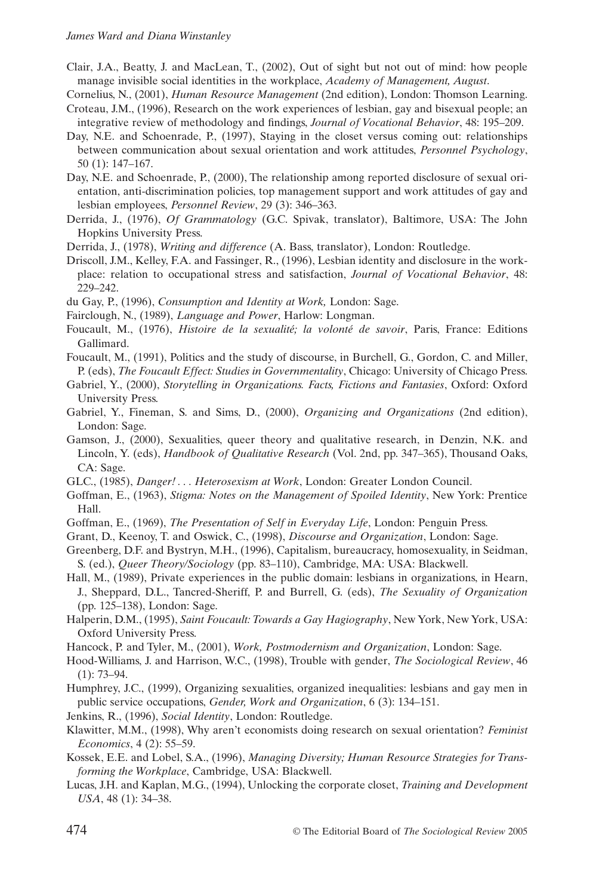Clair, J.A., Beatty, J. and MacLean, T., (2002), Out of sight but not out of mind: how people manage invisible social identities in the workplace, *Academy of Management, August*.

Cornelius, N., (2001), *Human Resource Management* (2nd edition), London: Thomson Learning.

Croteau, J.M., (1996), Research on the work experiences of lesbian, gay and bisexual people; an integrative review of methodology and findings, *Journal of Vocational Behavior*, 48: 195–209.

Day, N.E. and Schoenrade, P., (1997), Staying in the closet versus coming out: relationships between communication about sexual orientation and work attitudes, *Personnel Psychology*, 50 (1): 147–167.

Day, N.E. and Schoenrade, P., (2000), The relationship among reported disclosure of sexual orientation, anti-discrimination policies, top management support and work attitudes of gay and lesbian employees, *Personnel Review*, 29 (3): 346–363.

Derrida, J., (1976), *Of Grammatology* (G.C. Spivak, translator), Baltimore, USA: The John Hopkins University Press.

Derrida, J., (1978), *Writing and difference* (A. Bass, translator), London: Routledge.

Driscoll, J.M., Kelley, F.A. and Fassinger, R., (1996), Lesbian identity and disclosure in the workplace: relation to occupational stress and satisfaction, *Journal of Vocational Behavior*, 48: 229–242.

du Gay, P., (1996), *Consumption and Identity at Work,* London: Sage.

Fairclough, N., (1989), *Language and Power*, Harlow: Longman.

Foucault, M., (1976), *Histoire de la sexualité; la volonté de savoir*, Paris, France: Editions Gallimard.

Foucault, M., (1991), Politics and the study of discourse, in Burchell, G., Gordon, C. and Miller, P. (eds), *The Foucault Effect: Studies in Governmentality*, Chicago: University of Chicago Press.

Gabriel, Y., (2000), *Storytelling in Organizations. Facts, Fictions and Fantasies*, Oxford: Oxford University Press.

Gabriel, Y., Fineman, S. and Sims, D., (2000), *Organizing and Organizations* (2nd edition), London: Sage.

Gamson, J., (2000), Sexualities, queer theory and qualitative research, in Denzin, N.K. and Lincoln, Y. (eds), *Handbook of Qualitative Research* (Vol. 2nd, pp. 347–365), Thousand Oaks, CA: Sage.

GLC., (1985), *Danger! . . . Heterosexism at Work*, London: Greater London Council.

Goffman, E., (1963), *Stigma: Notes on the Management of Spoiled Identity*, New York: Prentice Hall.

Goffman, E., (1969), *The Presentation of Self in Everyday Life*, London: Penguin Press.

Grant, D., Keenoy, T. and Oswick, C., (1998), *Discourse and Organization*, London: Sage.

Greenberg, D.F. and Bystryn, M.H., (1996), Capitalism, bureaucracy, homosexuality, in Seidman, S. (ed.), *Queer Theory/Sociology* (pp. 83–110), Cambridge, MA: USA: Blackwell.

Hall, M., (1989), Private experiences in the public domain: lesbians in organizations, in Hearn, J., Sheppard, D.L., Tancred-Sheriff, P. and Burrell, G. (eds), *The Sexuality of Organization* (pp. 125–138), London: Sage.

Halperin, D.M., (1995), *Saint Foucault: Towards a Gay Hagiography*, New York, New York, USA: Oxford University Press.

Hancock, P. and Tyler, M., (2001), *Work, Postmodernism and Organization*, London: Sage.

Hood-Williams, J. and Harrison, W.C., (1998), Trouble with gender, *The Sociological Review*, 46 (1): 73–94.

Humphrey, J.C., (1999), Organizing sexualities, organized inequalities: lesbians and gay men in public service occupations, *Gender, Work and Organization*, 6 (3): 134–151.

Jenkins, R., (1996), *Social Identity*, London: Routledge.

Klawitter, M.M., (1998), Why aren't economists doing research on sexual orientation? *Feminist Economics*, 4 (2): 55–59.

Kossek, E.E. and Lobel, S.A., (1996), *Managing Diversity; Human Resource Strategies for Transforming the Workplace*, Cambridge, USA: Blackwell.

Lucas, J.H. and Kaplan, M.G., (1994), Unlocking the corporate closet, *Training and Development USA*, 48 (1): 34–38.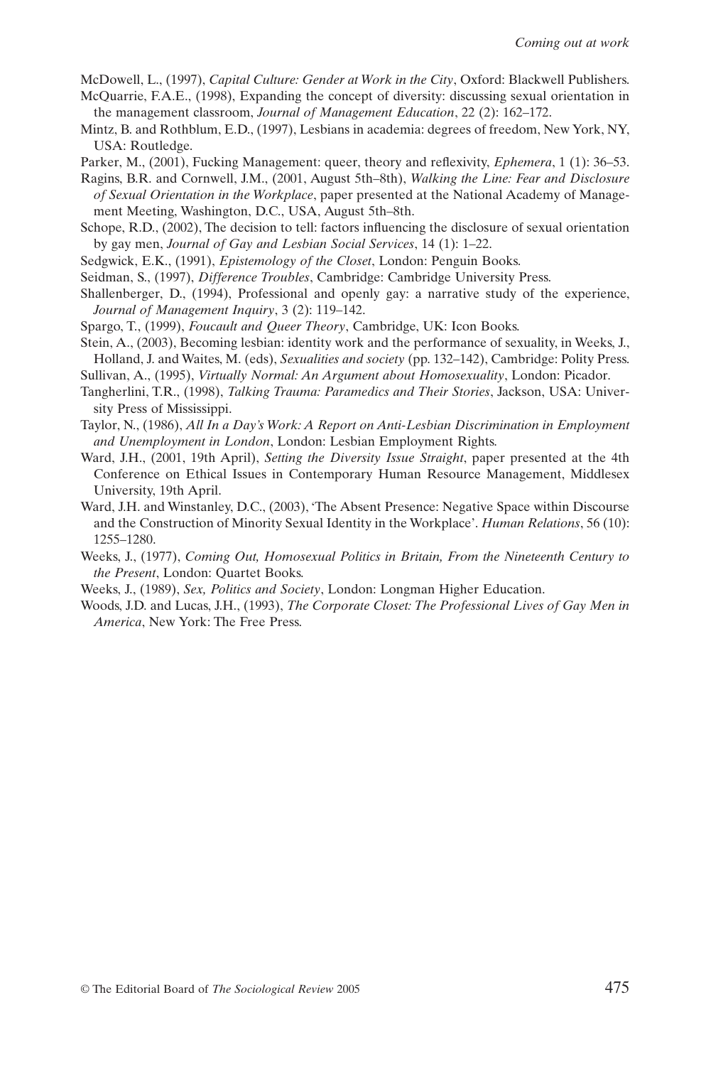McDowell, L., (1997), *Capital Culture: Gender at Work in the City*, Oxford: Blackwell Publishers.

McQuarrie, F.A.E., (1998), Expanding the concept of diversity: discussing sexual orientation in the management classroom, *Journal of Management Education*, 22 (2): 162–172.

Mintz, B. and Rothblum, E.D., (1997), Lesbians in academia: degrees of freedom, New York, NY, USA: Routledge.

Parker, M., (2001), Fucking Management: queer, theory and reflexivity, *Ephemera*, 1 (1): 36–53.

Ragins, B.R. and Cornwell, J.M., (2001, August 5th–8th), *Walking the Line: Fear and Disclosure of Sexual Orientation in the Workplace*, paper presented at the National Academy of Management Meeting, Washington, D.C., USA, August 5th–8th.

Schope, R.D., (2002), The decision to tell: factors influencing the disclosure of sexual orientation by gay men, *Journal of Gay and Lesbian Social Services*, 14 (1): 1–22.

Sedgwick, E.K., (1991), *Epistemology of the Closet*, London: Penguin Books.

Seidman, S., (1997), *Difference Troubles*, Cambridge: Cambridge University Press.

Shallenberger, D., (1994), Professional and openly gay: a narrative study of the experience, *Journal of Management Inquiry*, 3 (2): 119–142.

Spargo, T., (1999), *Foucault and Queer Theory*, Cambridge, UK: Icon Books.

Stein, A., (2003), Becoming lesbian: identity work and the performance of sexuality, in Weeks, J., Holland, J. and Waites, M. (eds), *Sexualities and society* (pp. 132–142), Cambridge: Polity Press.

Sullivan, A., (1995), *Virtually Normal: An Argument about Homosexuality*, London: Picador.

Tangherlini, T.R., (1998), *Talking Trauma: Paramedics and Their Stories*, Jackson, USA: University Press of Mississippi.

Taylor, N., (1986), *All In a Day's Work: A Report on Anti-Lesbian Discrimination in Employment and Unemployment in London*, London: Lesbian Employment Rights.

Ward, J.H., (2001, 19th April), *Setting the Diversity Issue Straight*, paper presented at the 4th Conference on Ethical Issues in Contemporary Human Resource Management, Middlesex University, 19th April.

Ward, J.H. and Winstanley, D.C., (2003), 'The Absent Presence: Negative Space within Discourse and the Construction of Minority Sexual Identity in the Workplace'. *Human Relations*, 56 (10): 1255–1280.

Weeks, J., (1977), *Coming Out, Homosexual Politics in Britain, From the Nineteenth Century to the Present*, London: Quartet Books.

Weeks, J., (1989), *Sex, Politics and Society*, London: Longman Higher Education.

Woods, J.D. and Lucas, J.H., (1993), *The Corporate Closet: The Professional Lives of Gay Men in America*, New York: The Free Press.